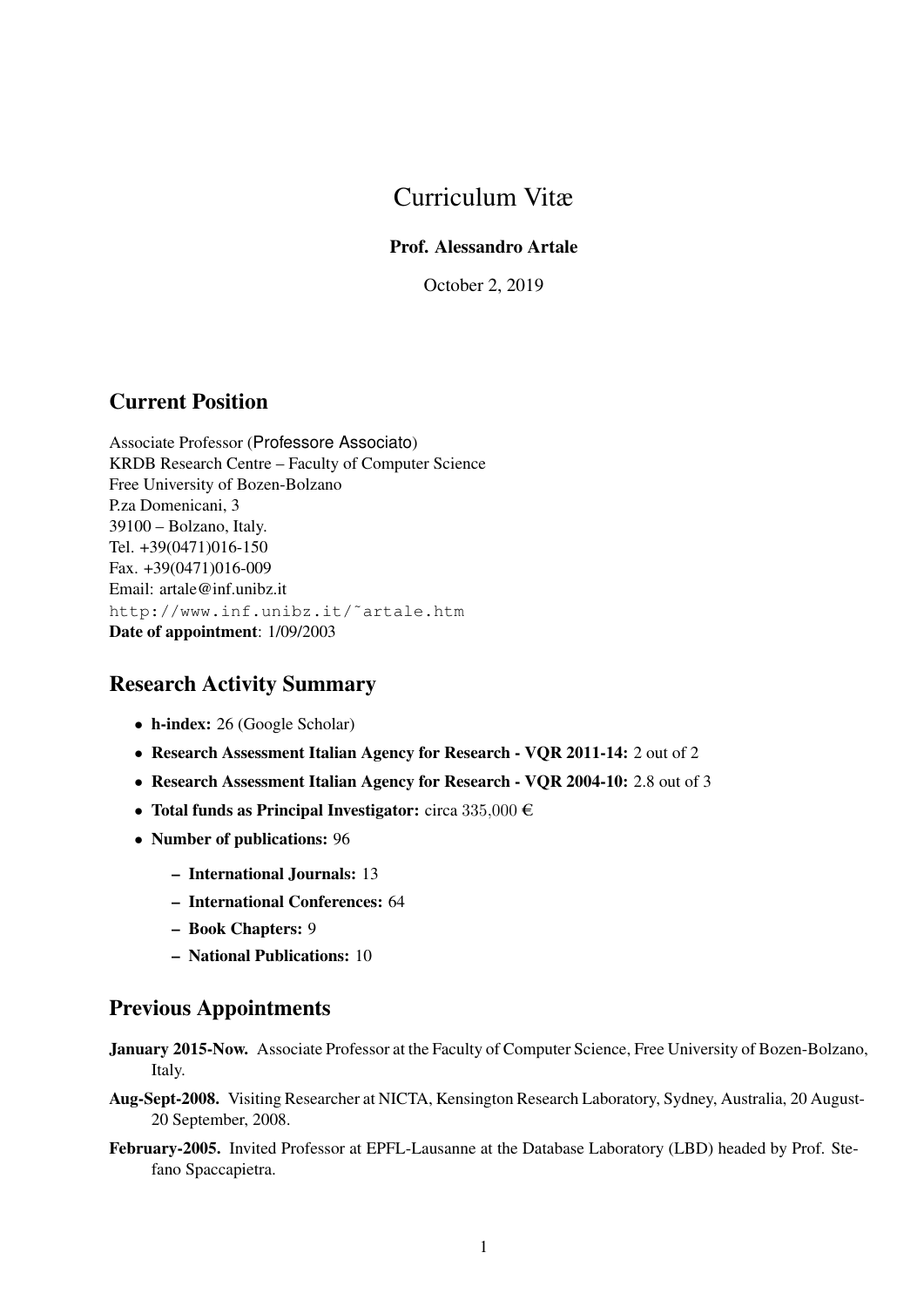# Curriculum Vitæ

**Prof. Alessandro Artale**

October 2, 2019

## Current Position

Associate Professor (Professore Associato)
KRDB Research Centre – Faculty of Computer Science
Free University of Bozen-Bolzano
P.za Domenicani, 3
39100 – Bolzano, Italy.
Tel. +39(0471)016-150
Fax. +39(0471)016-009
Email: artale@inf.unibz.it
`http://www.inf.unibz.it/~artale.htm`
**Date of appointment**: 1/09/2003

## Research Activity Summary

- **h-index:** 26 (Google Scholar)
- **Research Assessment Italian Agency for Research - VQR 2011-14:** 2 out of 2
- **Research Assessment Italian Agency for Research - VQR 2004-10:** 2.8 out of 3
- **Total funds as Principal Investigator:** circa 335,000 €
- **Number of publications:** 96
  - **International Journals:** 13
  - **International Conferences:** 64
  - **Book Chapters:** 9
  - **National Publications:** 10

## Previous Appointments

**January 2015-Now.** Associate Professor at the Faculty of Computer Science, Free University of Bozen-Bolzano, Italy.

**Aug-Sept-2008.** Visiting Researcher at NICTA, Kensington Research Laboratory, Sydney, Australia, 20 August-20 September, 2008.

**February-2005.** Invited Professor at EPFL-Lausanne at the Database Laboratory (LBD) headed by Prof. Stefano Spaccapietra.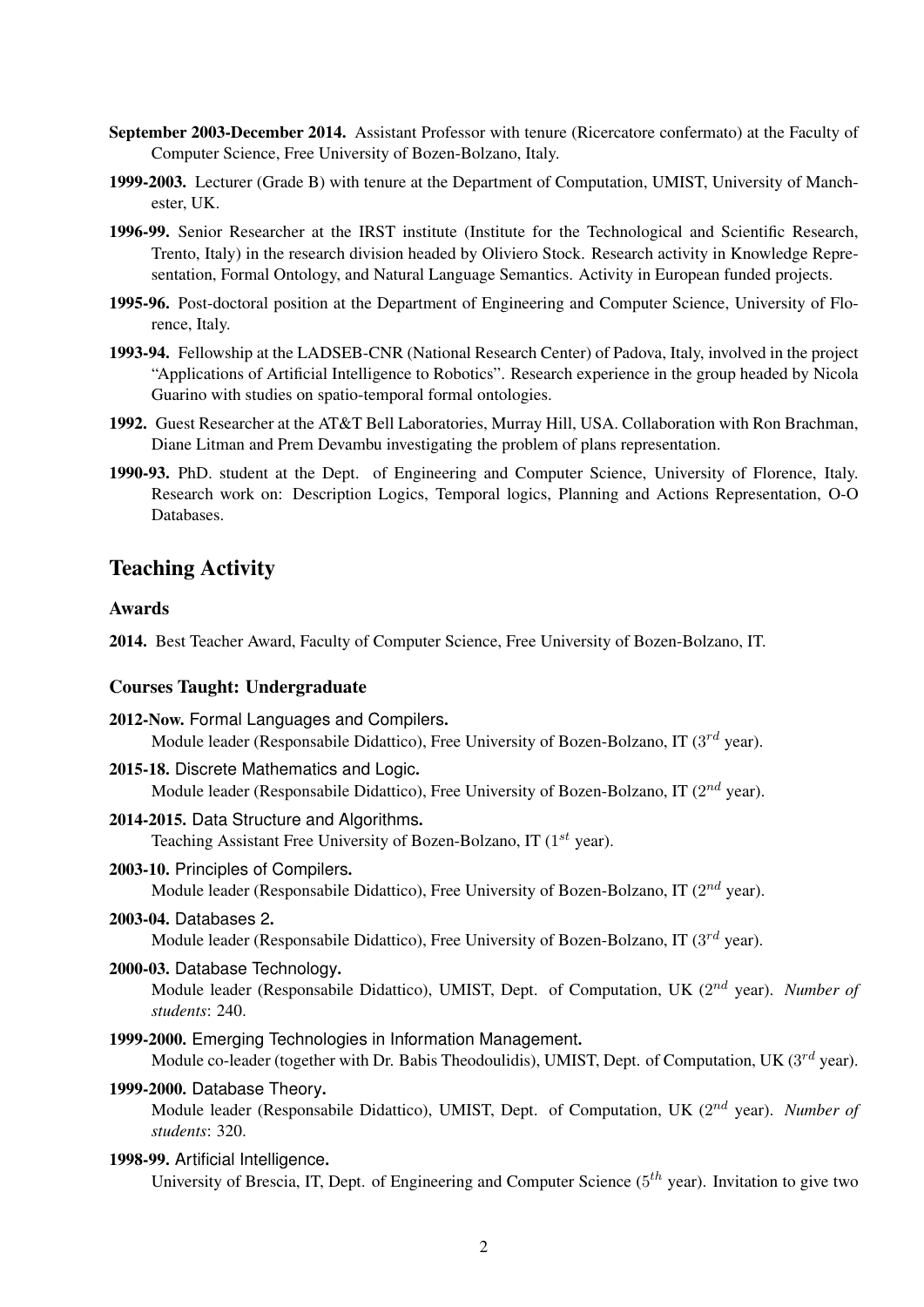**September 2003-December 2014.** Assistant Professor with tenure (Ricercatore confermato) at the Faculty of Computer Science, Free University of Bozen-Bolzano, Italy.

**1999-2003.** Lecturer (Grade B) with tenure at the Department of Computation, UMIST, University of Manchester, UK.

**1996-99.** Senior Researcher at the IRST institute (Institute for the Technological and Scientific Research, Trento, Italy) in the research division headed by Oliviero Stock. Research activity in Knowledge Representation, Formal Ontology, and Natural Language Semantics. Activity in European funded projects.

**1995-96.** Post-doctoral position at the Department of Engineering and Computer Science, University of Florence, Italy.

**1993-94.** Fellowship at the LADSEB-CNR (National Research Center) of Padova, Italy, involved in the project "Applications of Artificial Intelligence to Robotics". Research experience in the group headed by Nicola Guarino with studies on spatio-temporal formal ontologies.

**1992.** Guest Researcher at the AT&T Bell Laboratories, Murray Hill, USA. Collaboration with Ron Brachman, Diane Litman and Prem Devambu investigating the problem of plans representation.

**1990-93.** PhD. student at the Dept. of Engineering and Computer Science, University of Florence, Italy. Research work on: Description Logics, Temporal logics, Planning and Actions Representation, O-O Databases.

## Teaching Activity

### Awards

**2014.** Best Teacher Award, Faculty of Computer Science, Free University of Bozen-Bolzano, IT.

### Courses Taught: Undergraduate

**2012-Now.** Formal Languages and Compilers.
Module leader (Responsabile Didattico), Free University of Bozen-Bolzano, IT ($3^{rd}$ year).

**2015-18.** Discrete Mathematics and Logic.
Module leader (Responsabile Didattico), Free University of Bozen-Bolzano, IT ($2^{nd}$ year).

**2014-2015.** Data Structure and Algorithms.
Teaching Assistant Free University of Bozen-Bolzano, IT ($1^{st}$ year).

**2003-10.** Principles of Compilers.
Module leader (Responsabile Didattico), Free University of Bozen-Bolzano, IT ($2^{nd}$ year).

**2003-04.** Databases 2.
Module leader (Responsabile Didattico), Free University of Bozen-Bolzano, IT ($3^{rd}$ year).

**2000-03.** Database Technology.
Module leader (Responsabile Didattico), UMIST, Dept. of Computation, UK ($2^{nd}$ year). *Number of students*: 240.

**1999-2000.** Emerging Technologies in Information Management.
Module co-leader (together with Dr. Babis Theodoulidis), UMIST, Dept. of Computation, UK ($3^{rd}$ year).

**1999-2000.** Database Theory.
Module leader (Responsabile Didattico), UMIST, Dept. of Computation, UK ($2^{nd}$ year). *Number of students*: 320.

**1998-99.** Artificial Intelligence.
University of Brescia, IT, Dept. of Engineering and Computer Science ($5^{th}$ year). Invitation to give two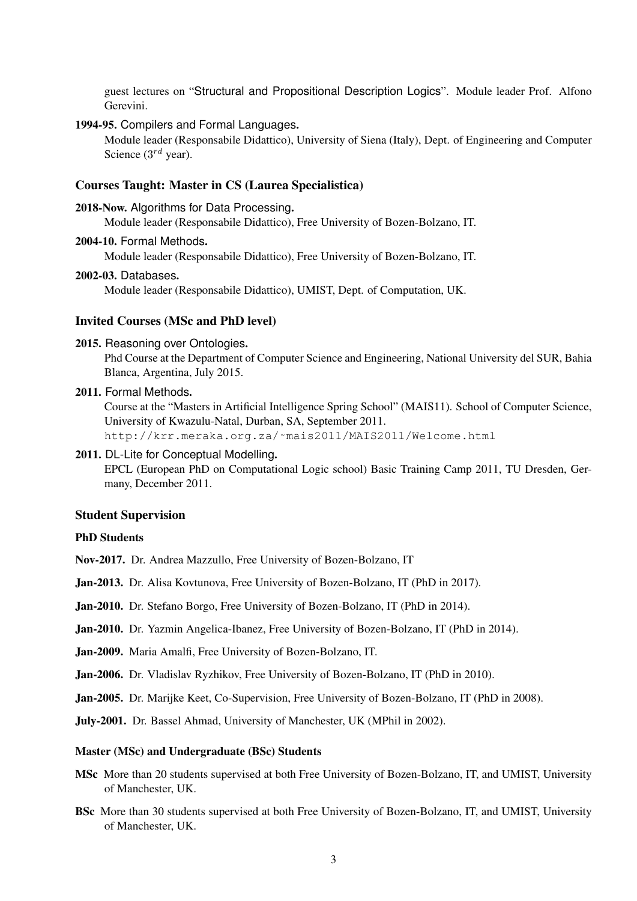guest lectures on "Structural and Propositional Description Logics". Module leader Prof. Alfono Gerevini.

**1994-95.** Compilers and Formal Languages.
Module leader (Responsabile Didattico), University of Siena (Italy), Dept. of Engineering and Computer Science ($3^{rd}$ year).

### Courses Taught: Master in CS (Laurea Specialistica)

**2018-Now.** Algorithms for Data Processing.
Module leader (Responsabile Didattico), Free University of Bozen-Bolzano, IT.

**2004-10.** Formal Methods.
Module leader (Responsabile Didattico), Free University of Bozen-Bolzano, IT.

**2002-03.** Databases.
Module leader (Responsabile Didattico), UMIST, Dept. of Computation, UK.

### Invited Courses (MSc and PhD level)

**2015.** Reasoning over Ontologies.
Phd Course at the Department of Computer Science and Engineering, National University del SUR, Bahia Blanca, Argentina, July 2015.

**2011.** Formal Methods.
Course at the "Masters in Artificial Intelligence Spring School" (MAIS11). School of Computer Science, University of Kwazulu-Natal, Durban, SA, September 2011.
`http://krr.meraka.org.za/~mais2011/MAIS2011/Welcome.html`

**2011.** DL-Lite for Conceptual Modelling.
EPCL (European PhD on Computational Logic school) Basic Training Camp 2011, TU Dresden, Germany, December 2011.

### Student Supervision

#### PhD Students

**Nov-2017.** Dr. Andrea Mazzullo, Free University of Bozen-Bolzano, IT

**Jan-2013.** Dr. Alisa Kovtunova, Free University of Bozen-Bolzano, IT (PhD in 2017).

**Jan-2010.** Dr. Stefano Borgo, Free University of Bozen-Bolzano, IT (PhD in 2014).

**Jan-2010.** Dr. Yazmin Angelica-Ibanez, Free University of Bozen-Bolzano, IT (PhD in 2014).

**Jan-2009.** Maria Amalfi, Free University of Bozen-Bolzano, IT.

**Jan-2006.** Dr. Vladislav Ryzhikov, Free University of Bozen-Bolzano, IT (PhD in 2010).

**Jan-2005.** Dr. Marijke Keet, Co-Supervision, Free University of Bozen-Bolzano, IT (PhD in 2008).

**July-2001.** Dr. Bassel Ahmad, University of Manchester, UK (MPhil in 2002).

#### Master (MSc) and Undergraduate (BSc) Students

**MSc** More than 20 students supervised at both Free University of Bozen-Bolzano, IT, and UMIST, University of Manchester, UK.

**BSc** More than 30 students supervised at both Free University of Bozen-Bolzano, IT, and UMIST, University of Manchester, UK.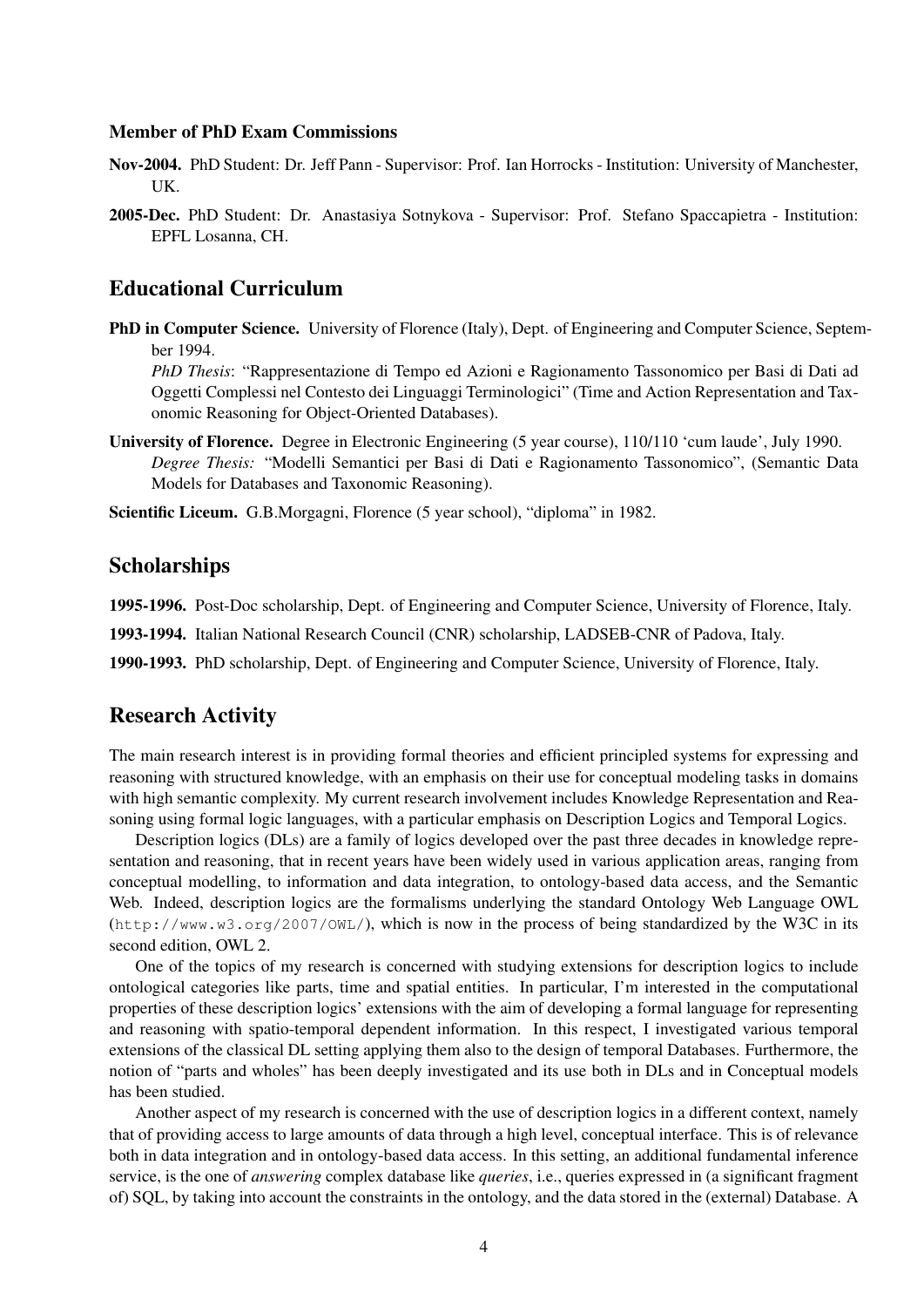### Member of PhD Exam Commissions

**Nov-2004.** PhD Student: Dr. Jeff Pann - Supervisor: Prof. Ian Horrocks - Institution: University of Manchester, UK.

**2005-Dec.** PhD Student: Dr. Anastasiya Sotnykova - Supervisor: Prof. Stefano Spaccapietra - Institution: EPFL Losanna, CH.

## Educational Curriculum

**PhD in Computer Science.** University of Florence (Italy), Dept. of Engineering and Computer Science, September 1994.
*PhD Thesis*: "Rappresentazione di Tempo ed Azioni e Ragionamento Tassonomico per Basi di Dati ad Oggetti Complessi nel Contesto dei Linguaggi Terminologici" (Time and Action Representation and Taxonomic Reasoning for Object-Oriented Databases).

**University of Florence.** Degree in Electronic Engineering (5 year course), 110/110 'cum laude', July 1990.
*Degree Thesis:* "Modelli Semantici per Basi di Dati e Ragionamento Tassonomico", (Semantic Data Models for Databases and Taxonomic Reasoning).

**Scientific Liceum.** G.B.Morgagni, Florence (5 year school), "diploma" in 1982.

## Scholarships

**1995-1996.** Post-Doc scholarship, Dept. of Engineering and Computer Science, University of Florence, Italy.

**1993-1994.** Italian National Research Council (CNR) scholarship, LADSEB-CNR of Padova, Italy.

**1990-1993.** PhD scholarship, Dept. of Engineering and Computer Science, University of Florence, Italy.

## Research Activity

The main research interest is in providing formal theories and efficient principled systems for expressing and reasoning with structured knowledge, with an emphasis on their use for conceptual modeling tasks in domains with high semantic complexity. My current research involvement includes Knowledge Representation and Reasoning using formal logic languages, with a particular emphasis on Description Logics and Temporal Logics.

Description logics (DLs) are a family of logics developed over the past three decades in knowledge representation and reasoning, that in recent years have been widely used in various application areas, ranging from conceptual modelling, to information and data integration, to ontology-based data access, and the Semantic Web. Indeed, description logics are the formalisms underlying the standard Ontology Web Language OWL (`http://www.w3.org/2007/OWL/`), which is now in the process of being standardized by the W3C in its second edition, OWL 2.

One of the topics of my research is concerned with studying extensions for description logics to include ontological categories like parts, time and spatial entities. In particular, I'm interested in the computational properties of these description logics' extensions with the aim of developing a formal language for representing and reasoning with spatio-temporal dependent information. In this respect, I investigated various temporal extensions of the classical DL setting applying them also to the design of temporal Databases. Furthermore, the notion of "parts and wholes" has been deeply investigated and its use both in DLs and in Conceptual models has been studied.

Another aspect of my research is concerned with the use of description logics in a different context, namely that of providing access to large amounts of data through a high level, conceptual interface. This is of relevance both in data integration and in ontology-based data access. In this setting, an additional fundamental inference service, is the one of *answering* complex database like *queries*, i.e., queries expressed in (a significant fragment of) SQL, by taking into account the constraints in the ontology, and the data stored in the (external) Database. A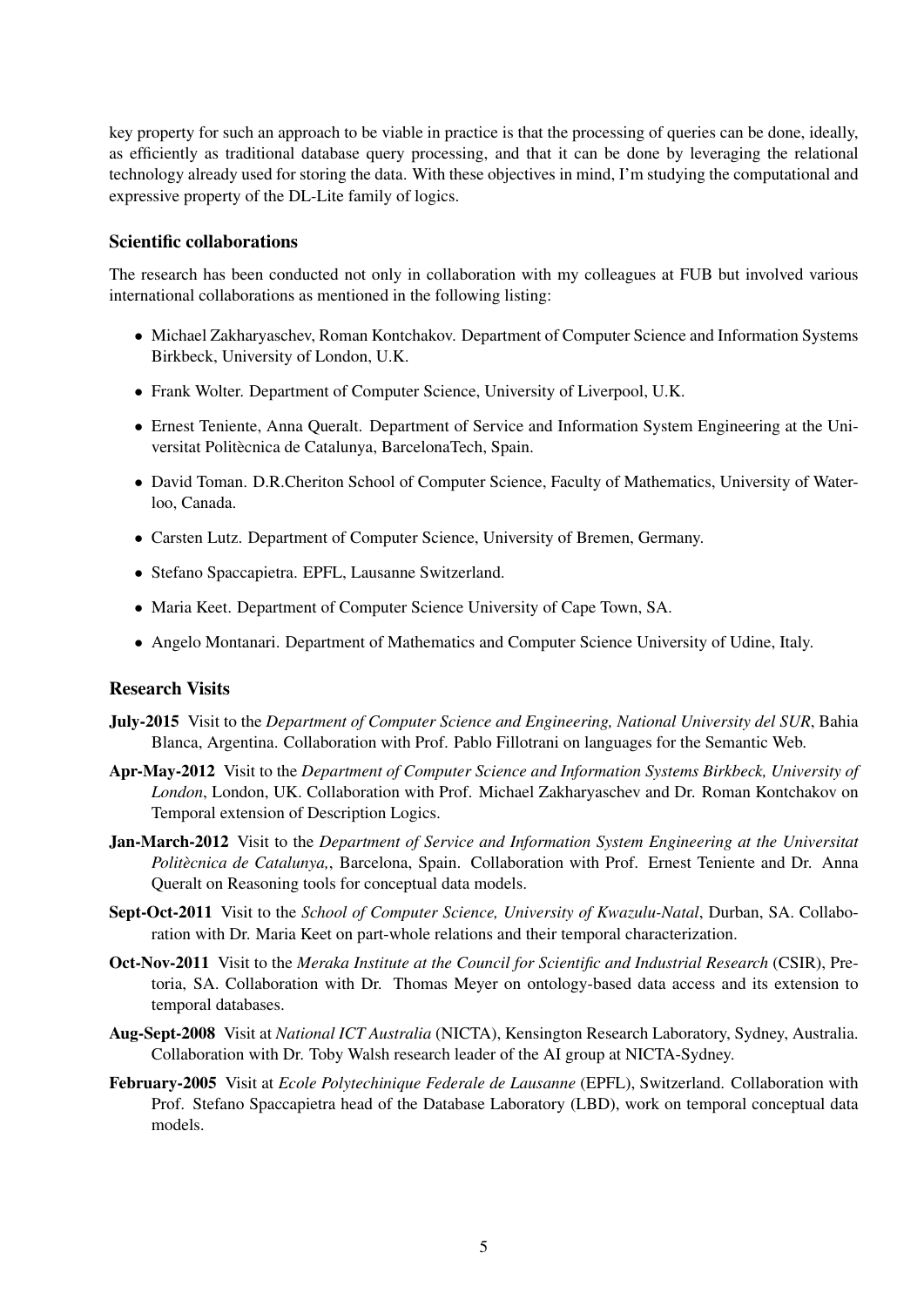key property for such an approach to be viable in practice is that the processing of queries can be done, ideally, as efficiently as traditional database query processing, and that it can be done by leveraging the relational technology already used for storing the data. With these objectives in mind, I'm studying the computational and expressive property of the DL-Lite family of logics.

### Scientific collaborations

The research has been conducted not only in collaboration with my colleagues at FUB but involved various international collaborations as mentioned in the following listing:

- Michael Zakharyaschev, Roman Kontchakov. Department of Computer Science and Information Systems Birkbeck, University of London, U.K.
- Frank Wolter. Department of Computer Science, University of Liverpool, U.K.
- Ernest Teniente, Anna Queralt. Department of Service and Information System Engineering at the Universitat Politècnica de Catalunya, BarcelonaTech, Spain.
- David Toman. D.R.Cheriton School of Computer Science, Faculty of Mathematics, University of Waterloo, Canada.
- Carsten Lutz. Department of Computer Science, University of Bremen, Germany.
- Stefano Spaccapietra. EPFL, Lausanne Switzerland.
- Maria Keet. Department of Computer Science University of Cape Town, SA.
- Angelo Montanari. Department of Mathematics and Computer Science University of Udine, Italy.

### Research Visits

**July-2015** Visit to the *Department of Computer Science and Engineering, National University del SUR*, Bahia Blanca, Argentina. Collaboration with Prof. Pablo Fillotrani on languages for the Semantic Web.

**Apr-May-2012** Visit to the *Department of Computer Science and Information Systems Birkbeck, University of London*, London, UK. Collaboration with Prof. Michael Zakharyaschev and Dr. Roman Kontchakov on Temporal extension of Description Logics.

**Jan-March-2012** Visit to the *Department of Service and Information System Engineering at the Universitat Politècnica de Catalunya,*, Barcelona, Spain. Collaboration with Prof. Ernest Teniente and Dr. Anna Queralt on Reasoning tools for conceptual data models.

**Sept-Oct-2011** Visit to the *School of Computer Science, University of Kwazulu-Natal*, Durban, SA. Collaboration with Dr. Maria Keet on part-whole relations and their temporal characterization.

**Oct-Nov-2011** Visit to the *Meraka Institute at the Council for Scientific and Industrial Research* (CSIR), Pretoria, SA. Collaboration with Dr. Thomas Meyer on ontology-based data access and its extension to temporal databases.

**Aug-Sept-2008** Visit at *National ICT Australia* (NICTA), Kensington Research Laboratory, Sydney, Australia. Collaboration with Dr. Toby Walsh research leader of the AI group at NICTA-Sydney.

**February-2005** Visit at *Ecole Polytechinique Federale de Lausanne* (EPFL), Switzerland. Collaboration with Prof. Stefano Spaccapietra head of the Database Laboratory (LBD), work on temporal conceptual data models.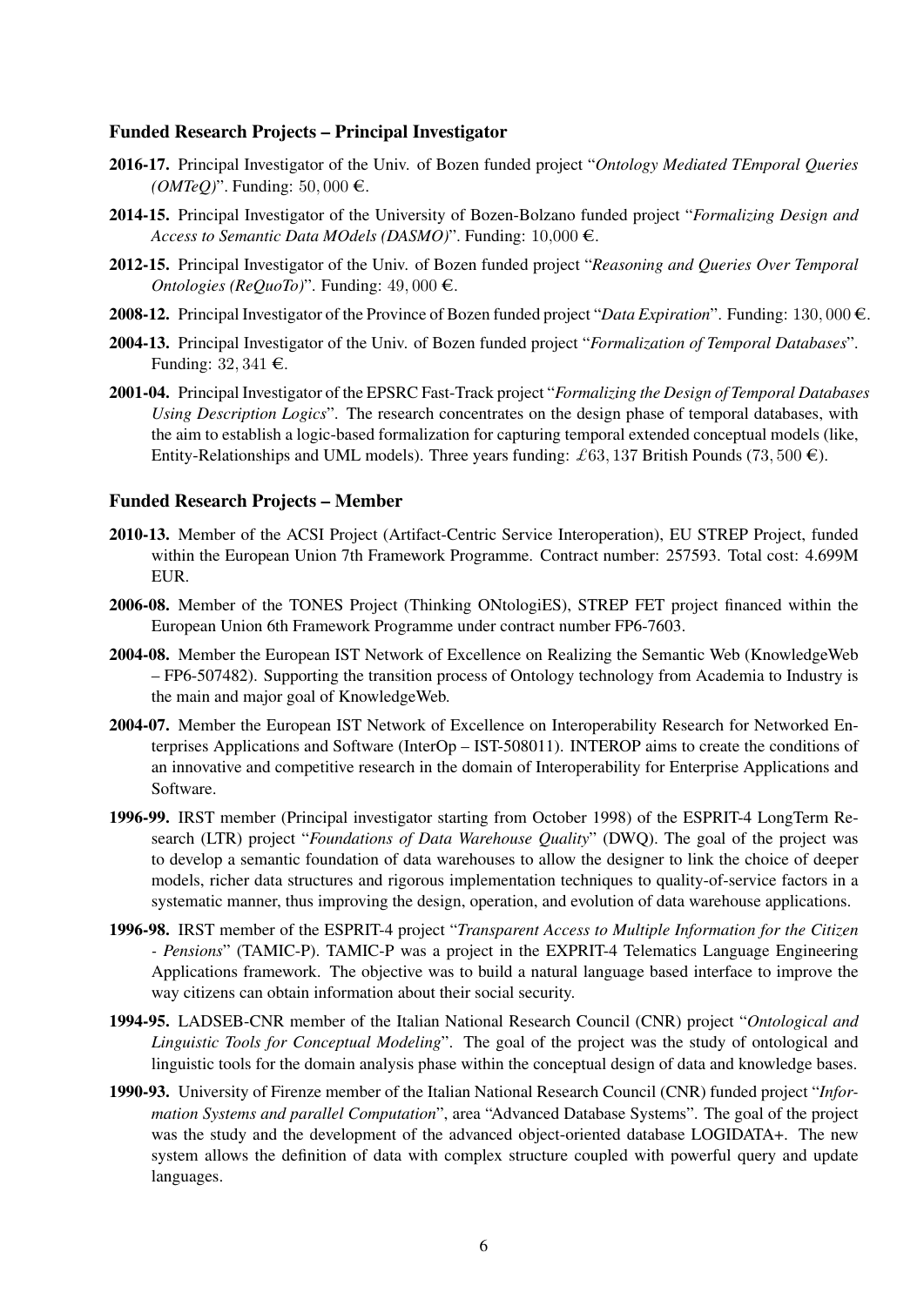### Funded Research Projects – Principal Investigator

**2016-17.** Principal Investigator of the Univ. of Bozen funded project "*Ontology Mediated TEmporal Queries (OMTeQ)*". Funding: $50,000$ €.

**2014-15.** Principal Investigator of the University of Bozen-Bolzano funded project "*Formalizing Design and Access to Semantic Data MOdels (DASMO)*". Funding: $10{,}000$ €.

**2012-15.** Principal Investigator of the Univ. of Bozen funded project "*Reasoning and Queries Over Temporal Ontologies (ReQuoTo)*". Funding: $49,000$ €.

**2008-12.** Principal Investigator of the Province of Bozen funded project "*Data Expiration*". Funding: $130,000$ €.

**2004-13.** Principal Investigator of the Univ. of Bozen funded project "*Formalization of Temporal Databases*". Funding: $32,341$ €.

**2001-04.** Principal Investigator of the EPSRC Fast-Track project "*Formalizing the Design of Temporal Databases Using Description Logics*". The research concentrates on the design phase of temporal databases, with the aim to establish a logic-based formalization for capturing temporal extended conceptual models (like, Entity-Relationships and UML models). Three years funding: $\pounds 63,137$ British Pounds ($73,500$ €).

### Funded Research Projects – Member

**2010-13.** Member of the ACSI Project (Artifact-Centric Service Interoperation), EU STREP Project, funded within the European Union 7th Framework Programme. Contract number: 257593. Total cost: 4.699M EUR.

**2006-08.** Member of the TONES Project (Thinking ONtologiES), STREP FET project financed within the European Union 6th Framework Programme under contract number FP6-7603.

**2004-08.** Member the European IST Network of Excellence on Realizing the Semantic Web (KnowledgeWeb – FP6-507482). Supporting the transition process of Ontology technology from Academia to Industry is the main and major goal of KnowledgeWeb.

**2004-07.** Member the European IST Network of Excellence on Interoperability Research for Networked Enterprises Applications and Software (InterOp – IST-508011). INTEROP aims to create the conditions of an innovative and competitive research in the domain of Interoperability for Enterprise Applications and Software.

**1996-99.** IRST member (Principal investigator starting from October 1998) of the ESPRIT-4 LongTerm Research (LTR) project "*Foundations of Data Warehouse Quality*" (DWQ). The goal of the project was to develop a semantic foundation of data warehouses to allow the designer to link the choice of deeper models, richer data structures and rigorous implementation techniques to quality-of-service factors in a systematic manner, thus improving the design, operation, and evolution of data warehouse applications.

**1996-98.** IRST member of the ESPRIT-4 project "*Transparent Access to Multiple Information for the Citizen - Pensions*" (TAMIC-P). TAMIC-P was a project in the EXPRIT-4 Telematics Language Engineering Applications framework. The objective was to build a natural language based interface to improve the way citizens can obtain information about their social security.

**1994-95.** LADSEB-CNR member of the Italian National Research Council (CNR) project "*Ontological and Linguistic Tools for Conceptual Modeling*". The goal of the project was the study of ontological and linguistic tools for the domain analysis phase within the conceptual design of data and knowledge bases.

**1990-93.** University of Firenze member of the Italian National Research Council (CNR) funded project "*Information Systems and parallel Computation*", area "Advanced Database Systems". The goal of the project was the study and the development of the advanced object-oriented database LOGIDATA+. The new system allows the definition of data with complex structure coupled with powerful query and update languages.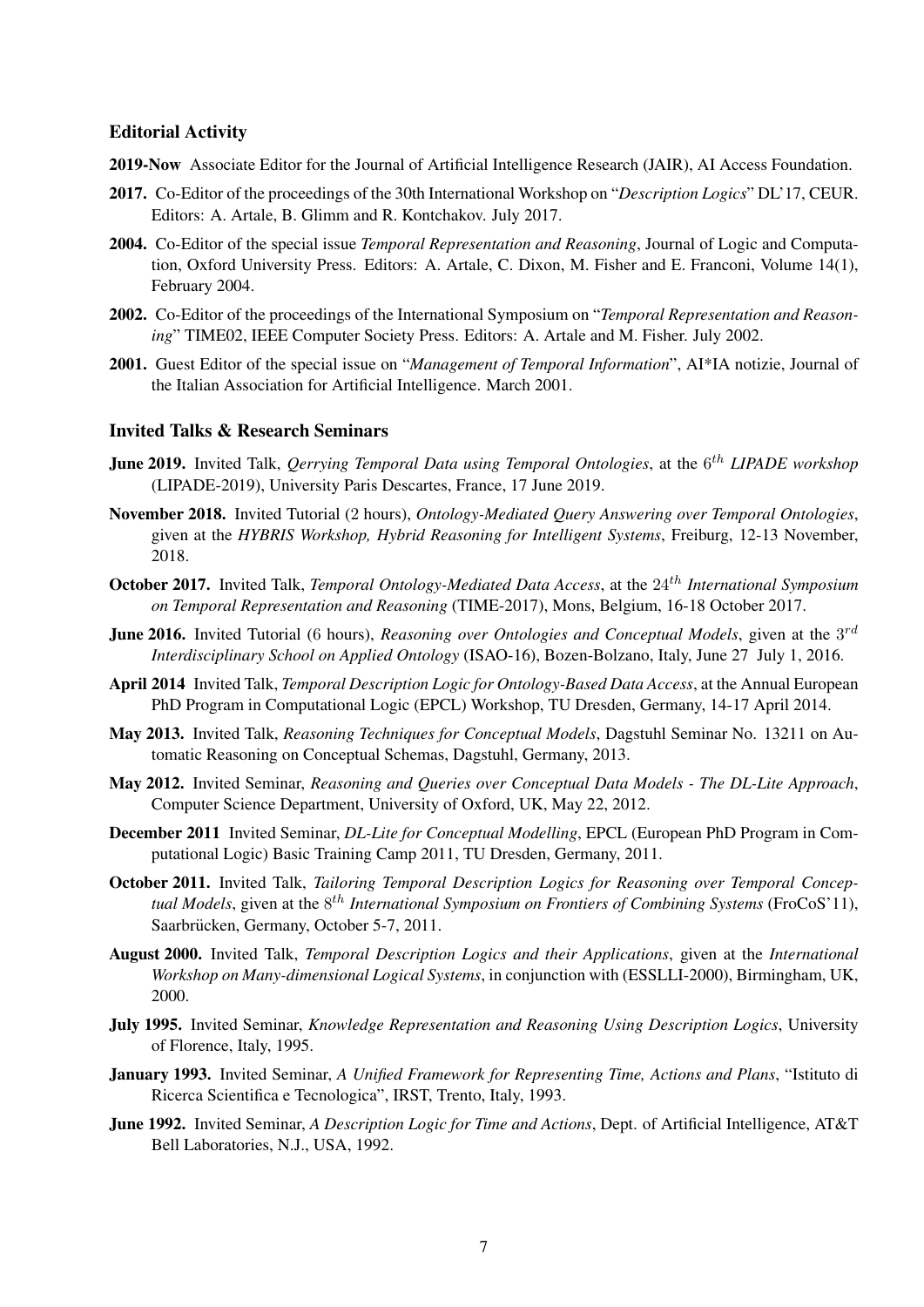### Editorial Activity

**2019-Now** Associate Editor for the Journal of Artificial Intelligence Research (JAIR), AI Access Foundation.

**2017.** Co-Editor of the proceedings of the 30th International Workshop on "*Description Logics*" DL'17, CEUR. Editors: A. Artale, B. Glimm and R. Kontchakov. July 2017.

**2004.** Co-Editor of the special issue *Temporal Representation and Reasoning*, Journal of Logic and Computation, Oxford University Press. Editors: A. Artale, C. Dixon, M. Fisher and E. Franconi, Volume 14(1), February 2004.

**2002.** Co-Editor of the proceedings of the International Symposium on "*Temporal Representation and Reasoning*" TIME02, IEEE Computer Society Press. Editors: A. Artale and M. Fisher. July 2002.

**2001.** Guest Editor of the special issue on "*Management of Temporal Information*", AI*IA notizie, Journal of the Italian Association for Artificial Intelligence. March 2001.

### Invited Talks & Research Seminars

**June 2019.** Invited Talk, *Qerrying Temporal Data using Temporal Ontologies*, at the $6^{th}$ *LIPADE workshop* (LIPADE-2019), University Paris Descartes, France, 17 June 2019.

**November 2018.** Invited Tutorial (2 hours), *Ontology-Mediated Query Answering over Temporal Ontologies*, given at the *HYBRIS Workshop, Hybrid Reasoning for Intelligent Systems*, Freiburg, 12-13 November, 2018.

**October 2017.** Invited Talk, *Temporal Ontology-Mediated Data Access*, at the $24^{th}$ *International Symposium on Temporal Representation and Reasoning* (TIME-2017), Mons, Belgium, 16-18 October 2017.

**June 2016.** Invited Tutorial (6 hours), *Reasoning over Ontologies and Conceptual Models*, given at the $3^{rd}$ *Interdisciplinary School on Applied Ontology* (ISAO-16), Bozen-Bolzano, Italy, June 27 July 1, 2016.

**April 2014** Invited Talk, *Temporal Description Logic for Ontology-Based Data Access*, at the Annual European PhD Program in Computational Logic (EPCL) Workshop, TU Dresden, Germany, 14-17 April 2014.

**May 2013.** Invited Talk, *Reasoning Techniques for Conceptual Models*, Dagstuhl Seminar No. 13211 on Automatic Reasoning on Conceptual Schemas, Dagstuhl, Germany, 2013.

**May 2012.** Invited Seminar, *Reasoning and Queries over Conceptual Data Models - The DL-Lite Approach*, Computer Science Department, University of Oxford, UK, May 22, 2012.

**December 2011** Invited Seminar, *DL-Lite for Conceptual Modelling*, EPCL (European PhD Program in Computational Logic) Basic Training Camp 2011, TU Dresden, Germany, 2011.

**October 2011.** Invited Talk, *Tailoring Temporal Description Logics for Reasoning over Temporal Conceptual Models*, given at the $8^{th}$ *International Symposium on Frontiers of Combining Systems* (FroCoS'11), Saarbrücken, Germany, October 5-7, 2011.

**August 2000.** Invited Talk, *Temporal Description Logics and their Applications*, given at the *International Workshop on Many-dimensional Logical Systems*, in conjunction with (ESSLLI-2000), Birmingham, UK, 2000.

**July 1995.** Invited Seminar, *Knowledge Representation and Reasoning Using Description Logics*, University of Florence, Italy, 1995.

**January 1993.** Invited Seminar, *A Unified Framework for Representing Time, Actions and Plans*, "Istituto di Ricerca Scientifica e Tecnologica", IRST, Trento, Italy, 1993.

**June 1992.** Invited Seminar, *A Description Logic for Time and Actions*, Dept. of Artificial Intelligence, AT&T Bell Laboratories, N.J., USA, 1992.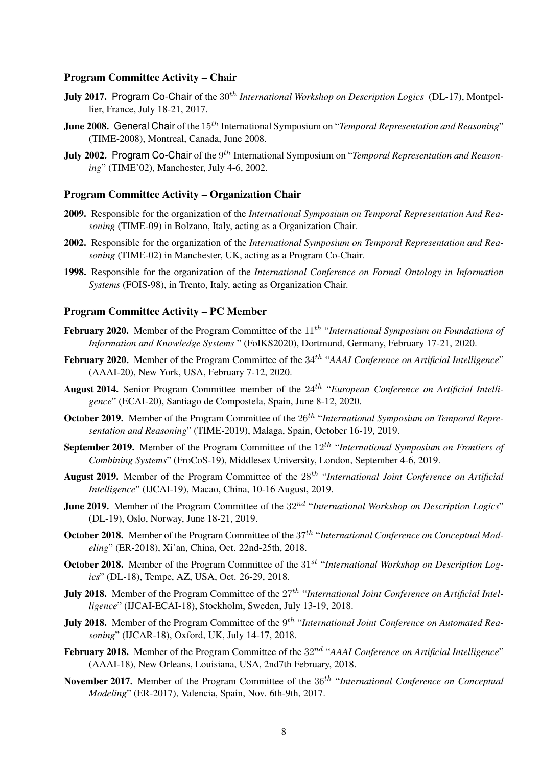### Program Committee Activity – Chair

**July 2017.** Program Co-Chair of the $30^{th}$ *International Workshop on Description Logics* (DL-17), Montpellier, France, July 18-21, 2017.

**June 2008.** General Chair of the $15^{th}$ International Symposium on "*Temporal Representation and Reasoning*" (TIME-2008), Montreal, Canada, June 2008.

**July 2002.** Program Co-Chair of the $9^{th}$ International Symposium on "*Temporal Representation and Reasoning*" (TIME'02), Manchester, July 4-6, 2002.

### Program Committee Activity – Organization Chair

**2009.** Responsible for the organization of the *International Symposium on Temporal Representation And Reasoning* (TIME-09) in Bolzano, Italy, acting as a Organization Chair.

**2002.** Responsible for the organization of the *International Symposium on Temporal Representation and Reasoning* (TIME-02) in Manchester, UK, acting as a Program Co-Chair.

**1998.** Responsible for the organization of the *International Conference on Formal Ontology in Information Systems* (FOIS-98), in Trento, Italy, acting as Organization Chair.

### Program Committee Activity – PC Member

**February 2020.** Member of the Program Committee of the $11^{th}$ "*International Symposium on Foundations of Information and Knowledge Systems* " (FoIKS2020), Dortmund, Germany, February 17-21, 2020.

**February 2020.** Member of the Program Committee of the $34^{th}$ "*AAAI Conference on Artificial Intelligence*" (AAAI-20), New York, USA, February 7-12, 2020.

**August 2014.** Senior Program Committee member of the $24^{th}$ "*European Conference on Artificial Intelligence*" (ECAI-20), Santiago de Compostela, Spain, June 8-12, 2020.

**October 2019.** Member of the Program Committee of the $26^{th}$ "*International Symposium on Temporal Representation and Reasoning*" (TIME-2019), Malaga, Spain, October 16-19, 2019.

**September 2019.** Member of the Program Committee of the $12^{th}$ "*International Symposium on Frontiers of Combining Systems*" (FroCoS-19), Middlesex University, London, September 4-6, 2019.

**August 2019.** Member of the Program Committee of the $28^{th}$ "*International Joint Conference on Artificial Intelligence*" (IJCAI-19), Macao, China, 10-16 August, 2019.

**June 2019.** Member of the Program Committee of the $32^{nd}$ "*International Workshop on Description Logics*" (DL-19), Oslo, Norway, June 18-21, 2019.

**October 2018.** Member of the Program Committee of the $37^{th}$ "*International Conference on Conceptual Modeling*" (ER-2018), Xi'an, China, Oct. 22nd-25th, 2018.

**October 2018.** Member of the Program Committee of the $31^{st}$ "*International Workshop on Description Logics*" (DL-18), Tempe, AZ, USA, Oct. 26-29, 2018.

**July 2018.** Member of the Program Committee of the $27^{th}$ "*International Joint Conference on Artificial Intelligence*" (IJCAI-ECAI-18), Stockholm, Sweden, July 13-19, 2018.

**July 2018.** Member of the Program Committee of the $9^{th}$ "*International Joint Conference on Automated Reasoning*" (IJCAR-18), Oxford, UK, July 14-17, 2018.

**February 2018.** Member of the Program Committee of the $32^{nd}$ "*AAAI Conference on Artificial Intelligence*" (AAAI-18), New Orleans, Louisiana, USA, 2nd7th February, 2018.

**November 2017.** Member of the Program Committee of the $36^{th}$ "*International Conference on Conceptual Modeling*" (ER-2017), Valencia, Spain, Nov. 6th-9th, 2017.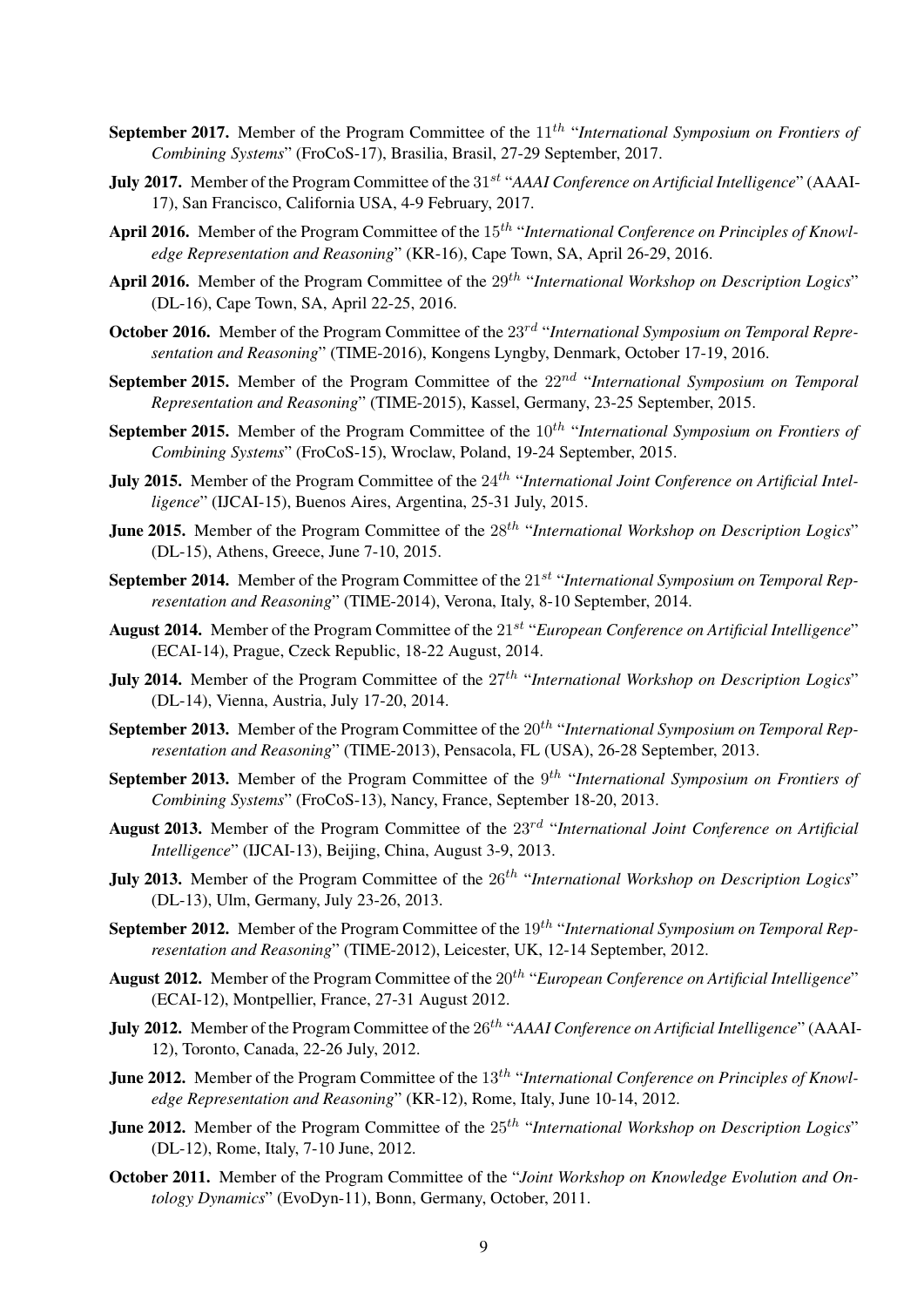**September 2017.** Member of the Program Committee of the $11^{th}$ "*International Symposium on Frontiers of Combining Systems*" (FroCoS-17), Brasilia, Brasil, 27-29 September, 2017.

**July 2017.** Member of the Program Committee of the $31^{st}$ "*AAAI Conference on Artificial Intelligence*" (AAAI-17), San Francisco, California USA, 4-9 February, 2017.

**April 2016.** Member of the Program Committee of the $15^{th}$ "*International Conference on Principles of Knowledge Representation and Reasoning*" (KR-16), Cape Town, SA, April 26-29, 2016.

**April 2016.** Member of the Program Committee of the $29^{th}$ "*International Workshop on Description Logics*" (DL-16), Cape Town, SA, April 22-25, 2016.

**October 2016.** Member of the Program Committee of the $23^{rd}$ "*International Symposium on Temporal Representation and Reasoning*" (TIME-2016), Kongens Lyngby, Denmark, October 17-19, 2016.

**September 2015.** Member of the Program Committee of the $22^{nd}$ "*International Symposium on Temporal Representation and Reasoning*" (TIME-2015), Kassel, Germany, 23-25 September, 2015.

**September 2015.** Member of the Program Committee of the $10^{th}$ "*International Symposium on Frontiers of Combining Systems*" (FroCoS-15), Wroclaw, Poland, 19-24 September, 2015.

**July 2015.** Member of the Program Committee of the $24^{th}$ "*International Joint Conference on Artificial Intelligence*" (IJCAI-15), Buenos Aires, Argentina, 25-31 July, 2015.

**June 2015.** Member of the Program Committee of the $28^{th}$ "*International Workshop on Description Logics*" (DL-15), Athens, Greece, June 7-10, 2015.

**September 2014.** Member of the Program Committee of the $21^{st}$ "*International Symposium on Temporal Representation and Reasoning*" (TIME-2014), Verona, Italy, 8-10 September, 2014.

**August 2014.** Member of the Program Committee of the $21^{st}$ "*European Conference on Artificial Intelligence*" (ECAI-14), Prague, Czeck Republic, 18-22 August, 2014.

**July 2014.** Member of the Program Committee of the $27^{th}$ "*International Workshop on Description Logics*" (DL-14), Vienna, Austria, July 17-20, 2014.

**September 2013.** Member of the Program Committee of the $20^{th}$ "*International Symposium on Temporal Representation and Reasoning*" (TIME-2013), Pensacola, FL (USA), 26-28 September, 2013.

**September 2013.** Member of the Program Committee of the $9^{th}$ "*International Symposium on Frontiers of Combining Systems*" (FroCoS-13), Nancy, France, September 18-20, 2013.

**August 2013.** Member of the Program Committee of the $23^{rd}$ "*International Joint Conference on Artificial Intelligence*" (IJCAI-13), Beijing, China, August 3-9, 2013.

**July 2013.** Member of the Program Committee of the $26^{th}$ "*International Workshop on Description Logics*" (DL-13), Ulm, Germany, July 23-26, 2013.

**September 2012.** Member of the Program Committee of the $19^{th}$ "*International Symposium on Temporal Representation and Reasoning*" (TIME-2012), Leicester, UK, 12-14 September, 2012.

**August 2012.** Member of the Program Committee of the $20^{th}$ "*European Conference on Artificial Intelligence*" (ECAI-12), Montpellier, France, 27-31 August 2012.

**July 2012.** Member of the Program Committee of the $26^{th}$ "*AAAI Conference on Artificial Intelligence*" (AAAI-12), Toronto, Canada, 22-26 July, 2012.

**June 2012.** Member of the Program Committee of the $13^{th}$ "*International Conference on Principles of Knowledge Representation and Reasoning*" (KR-12), Rome, Italy, June 10-14, 2012.

**June 2012.** Member of the Program Committee of the $25^{th}$ "*International Workshop on Description Logics*" (DL-12), Rome, Italy, 7-10 June, 2012.

**October 2011.** Member of the Program Committee of the "*Joint Workshop on Knowledge Evolution and Ontology Dynamics*" (EvoDyn-11), Bonn, Germany, October, 2011.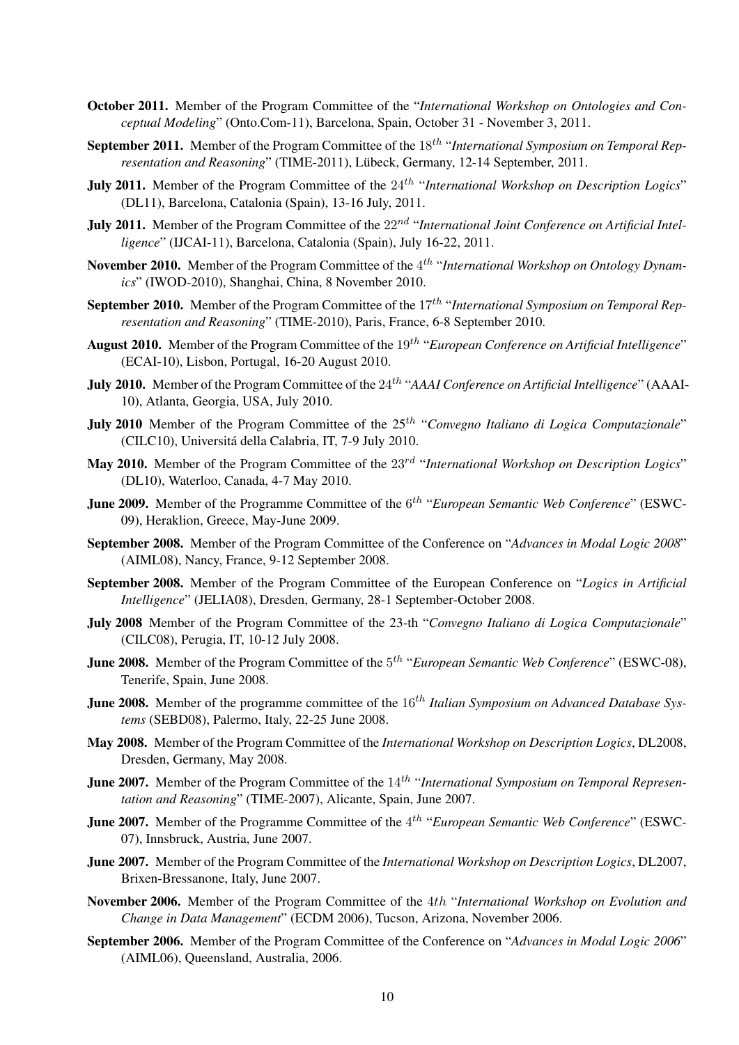**October 2011.** Member of the Program Committee of the "*International Workshop on Ontologies and Conceptual Modeling*" (Onto.Com-11), Barcelona, Spain, October 31 - November 3, 2011.

**September 2011.** Member of the Program Committee of the $18^{th}$ "*International Symposium on Temporal Representation and Reasoning*" (TIME-2011), Lübeck, Germany, 12-14 September, 2011.

**July 2011.** Member of the Program Committee of the $24^{th}$ "*International Workshop on Description Logics*" (DL11), Barcelona, Catalonia (Spain), 13-16 July, 2011.

**July 2011.** Member of the Program Committee of the $22^{nd}$ "*International Joint Conference on Artificial Intelligence*" (IJCAI-11), Barcelona, Catalonia (Spain), July 16-22, 2011.

**November 2010.** Member of the Program Committee of the $4^{th}$ "*International Workshop on Ontology Dynamics*" (IWOD-2010), Shanghai, China, 8 November 2010.

**September 2010.** Member of the Program Committee of the $17^{th}$ "*International Symposium on Temporal Representation and Reasoning*" (TIME-2010), Paris, France, 6-8 September 2010.

**August 2010.** Member of the Program Committee of the $19^{th}$ "*European Conference on Artificial Intelligence*" (ECAI-10), Lisbon, Portugal, 16-20 August 2010.

**July 2010.** Member of the Program Committee of the $24^{th}$ "*AAAI Conference on Artificial Intelligence*" (AAAI-10), Atlanta, Georgia, USA, July 2010.

**July 2010** Member of the Program Committee of the $25^{th}$ "*Convegno Italiano di Logica Computazionale*" (CILC10), Universitá della Calabria, IT, 7-9 July 2010.

**May 2010.** Member of the Program Committee of the $23^{rd}$ "*International Workshop on Description Logics*" (DL10), Waterloo, Canada, 4-7 May 2010.

**June 2009.** Member of the Programme Committee of the $6^{th}$ "*European Semantic Web Conference*" (ESWC-09), Heraklion, Greece, May-June 2009.

**September 2008.** Member of the Program Committee of the Conference on "*Advances in Modal Logic 2008*" (AIML08), Nancy, France, 9-12 September 2008.

**September 2008.** Member of the Program Committee of the European Conference on "*Logics in Artificial Intelligence*" (JELIA08), Dresden, Germany, 28-1 September-October 2008.

**July 2008** Member of the Program Committee of the 23-th "*Convegno Italiano di Logica Computazionale*" (CILC08), Perugia, IT, 10-12 July 2008.

**June 2008.** Member of the Program Committee of the $5^{th}$ "*European Semantic Web Conference*" (ESWC-08), Tenerife, Spain, June 2008.

**June 2008.** Member of the programme committee of the $16^{th}$ *Italian Symposium on Advanced Database Systems* (SEBD08), Palermo, Italy, 22-25 June 2008.

**May 2008.** Member of the Program Committee of the *International Workshop on Description Logics*, DL2008, Dresden, Germany, May 2008.

**June 2007.** Member of the Program Committee of the $14^{th}$ "*International Symposium on Temporal Representation and Reasoning*" (TIME-2007), Alicante, Spain, June 2007.

**June 2007.** Member of the Programme Committee of the $4^{th}$ "*European Semantic Web Conference*" (ESWC-07), Innsbruck, Austria, June 2007.

**June 2007.** Member of the Program Committee of the *International Workshop on Description Logics*, DL2007, Brixen-Bressanone, Italy, June 2007.

**November 2006.** Member of the Program Committee of the $4th$ "*International Workshop on Evolution and Change in Data Management*" (ECDM 2006), Tucson, Arizona, November 2006.

**September 2006.** Member of the Program Committee of the Conference on "*Advances in Modal Logic 2006*" (AIML06), Queensland, Australia, 2006.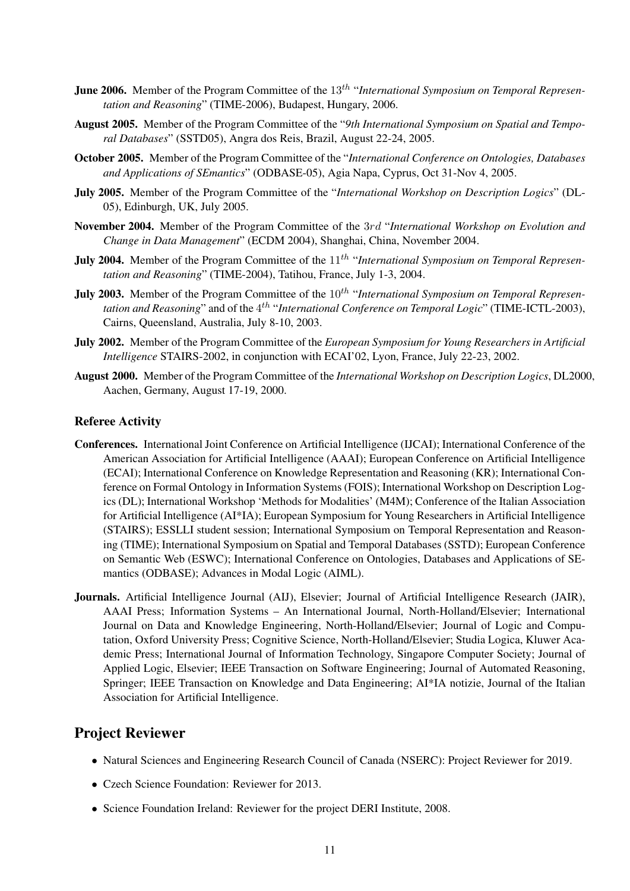**June 2006.** Member of the Program Committee of the $13^{th}$ "*International Symposium on Temporal Representation and Reasoning*" (TIME-2006), Budapest, Hungary, 2006.

**August 2005.** Member of the Program Committee of the "*9th International Symposium on Spatial and Temporal Databases*" (SSTD05), Angra dos Reis, Brazil, August 22-24, 2005.

**October 2005.** Member of the Program Committee of the "*International Conference on Ontologies, Databases and Applications of SEmantics*" (ODBASE-05), Agia Napa, Cyprus, Oct 31-Nov 4, 2005.

**July 2005.** Member of the Program Committee of the "*International Workshop on Description Logics*" (DL-05), Edinburgh, UK, July 2005.

**November 2004.** Member of the Program Committee of the $3rd$ "*International Workshop on Evolution and Change in Data Management*" (ECDM 2004), Shanghai, China, November 2004.

**July 2004.** Member of the Program Committee of the $11^{th}$ "*International Symposium on Temporal Representation and Reasoning*" (TIME-2004), Tatihou, France, July 1-3, 2004.

**July 2003.** Member of the Program Committee of the $10^{th}$ "*International Symposium on Temporal Representation and Reasoning*" and of the $4^{th}$ "*International Conference on Temporal Logic*" (TIME-ICTL-2003), Cairns, Queensland, Australia, July 8-10, 2003.

**July 2002.** Member of the Program Committee of the *European Symposium for Young Researchers in Artificial Intelligence* STAIRS-2002, in conjunction with ECAI'02, Lyon, France, July 22-23, 2002.

**August 2000.** Member of the Program Committee of the *International Workshop on Description Logics*, DL2000, Aachen, Germany, August 17-19, 2000.

### Referee Activity

**Conferences.** International Joint Conference on Artificial Intelligence (IJCAI); International Conference of the American Association for Artificial Intelligence (AAAI); European Conference on Artificial Intelligence (ECAI); International Conference on Knowledge Representation and Reasoning (KR); International Conference on Formal Ontology in Information Systems (FOIS); International Workshop on Description Logics (DL); International Workshop 'Methods for Modalities' (M4M); Conference of the Italian Association for Artificial Intelligence (AI*IA); European Symposium for Young Researchers in Artificial Intelligence (STAIRS); ESSLLI student session; International Symposium on Temporal Representation and Reasoning (TIME); International Symposium on Spatial and Temporal Databases (SSTD); European Conference on Semantic Web (ESWC); International Conference on Ontologies, Databases and Applications of SEmantics (ODBASE); Advances in Modal Logic (AIML).

**Journals.** Artificial Intelligence Journal (AIJ), Elsevier; Journal of Artificial Intelligence Research (JAIR), AAAI Press; Information Systems – An International Journal, North-Holland/Elsevier; International Journal on Data and Knowledge Engineering, North-Holland/Elsevier; Journal of Logic and Computation, Oxford University Press; Cognitive Science, North-Holland/Elsevier; Studia Logica, Kluwer Academic Press; International Journal of Information Technology, Singapore Computer Society; Journal of Applied Logic, Elsevier; IEEE Transaction on Software Engineering; Journal of Automated Reasoning, Springer; IEEE Transaction on Knowledge and Data Engineering; AI*IA notizie, Journal of the Italian Association for Artificial Intelligence.

## Project Reviewer

- Natural Sciences and Engineering Research Council of Canada (NSERC): Project Reviewer for 2019.
- Czech Science Foundation: Reviewer for 2013.
- Science Foundation Ireland: Reviewer for the project DERI Institute, 2008.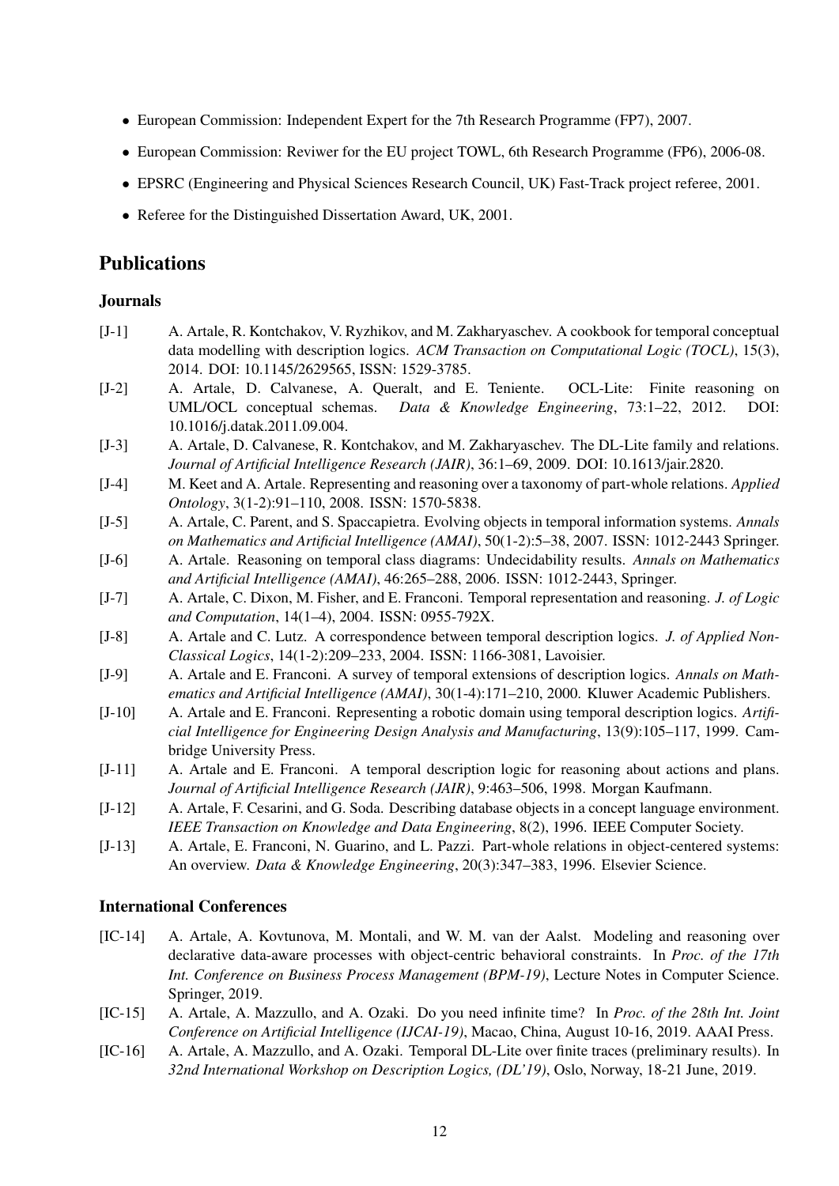- European Commission: Independent Expert for the 7th Research Programme (FP7), 2007.
- European Commission: Reviwer for the EU project TOWL, 6th Research Programme (FP6), 2006-08.
- EPSRC (Engineering and Physical Sciences Research Council, UK) Fast-Track project referee, 2001.
- Referee for the Distinguished Dissertation Award, UK, 2001.

## Publications

### Journals

[J-1] A. Artale, R. Kontchakov, V. Ryzhikov, and M. Zakharyaschev. A cookbook for temporal conceptual data modelling with description logics. *ACM Transaction on Computational Logic (TOCL)*, 15(3), 2014. DOI: 10.1145/2629565, ISSN: 1529-3785.

[J-2] A. Artale, D. Calvanese, A. Queralt, and E. Teniente. OCL-Lite: Finite reasoning on UML/OCL conceptual schemas. *Data & Knowledge Engineering*, 73:1–22, 2012. DOI: 10.1016/j.datak.2011.09.004.

[J-3] A. Artale, D. Calvanese, R. Kontchakov, and M. Zakharyaschev. The DL-Lite family and relations. *Journal of Artificial Intelligence Research (JAIR)*, 36:1–69, 2009. DOI: 10.1613/jair.2820.

[J-4] M. Keet and A. Artale. Representing and reasoning over a taxonomy of part-whole relations. *Applied Ontology*, 3(1-2):91–110, 2008. ISSN: 1570-5838.

[J-5] A. Artale, C. Parent, and S. Spaccapietra. Evolving objects in temporal information systems. *Annals on Mathematics and Artificial Intelligence (AMAI)*, 50(1-2):5–38, 2007. ISSN: 1012-2443 Springer.

[J-6] A. Artale. Reasoning on temporal class diagrams: Undecidability results. *Annals on Mathematics and Artificial Intelligence (AMAI)*, 46:265–288, 2006. ISSN: 1012-2443, Springer.

[J-7] A. Artale, C. Dixon, M. Fisher, and E. Franconi. Temporal representation and reasoning. *J. of Logic and Computation*, 14(1–4), 2004. ISSN: 0955-792X.

[J-8] A. Artale and C. Lutz. A correspondence between temporal description logics. *J. of Applied Non-Classical Logics*, 14(1-2):209–233, 2004. ISSN: 1166-3081, Lavoisier.

[J-9] A. Artale and E. Franconi. A survey of temporal extensions of description logics. *Annals on Mathematics and Artificial Intelligence (AMAI)*, 30(1-4):171–210, 2000. Kluwer Academic Publishers.

[J-10] A. Artale and E. Franconi. Representing a robotic domain using temporal description logics. *Artificial Intelligence for Engineering Design Analysis and Manufacturing*, 13(9):105–117, 1999. Cambridge University Press.

[J-11] A. Artale and E. Franconi. A temporal description logic for reasoning about actions and plans. *Journal of Artificial Intelligence Research (JAIR)*, 9:463–506, 1998. Morgan Kaufmann.

[J-12] A. Artale, F. Cesarini, and G. Soda. Describing database objects in a concept language environment. *IEEE Transaction on Knowledge and Data Engineering*, 8(2), 1996. IEEE Computer Society.

[J-13] A. Artale, E. Franconi, N. Guarino, and L. Pazzi. Part-whole relations in object-centered systems: An overview. *Data & Knowledge Engineering*, 20(3):347–383, 1996. Elsevier Science.

### International Conferences

[IC-14] A. Artale, A. Kovtunova, M. Montali, and W. M. van der Aalst. Modeling and reasoning over declarative data-aware processes with object-centric behavioral constraints. In *Proc. of the 17th Int. Conference on Business Process Management (BPM-19)*, Lecture Notes in Computer Science. Springer, 2019.

[IC-15] A. Artale, A. Mazzullo, and A. Ozaki. Do you need infinite time? In *Proc. of the 28th Int. Joint Conference on Artificial Intelligence (IJCAI-19)*, Macao, China, August 10-16, 2019. AAAI Press.

[IC-16] A. Artale, A. Mazzullo, and A. Ozaki. Temporal DL-Lite over finite traces (preliminary results). In *32nd International Workshop on Description Logics, (DL'19)*, Oslo, Norway, 18-21 June, 2019.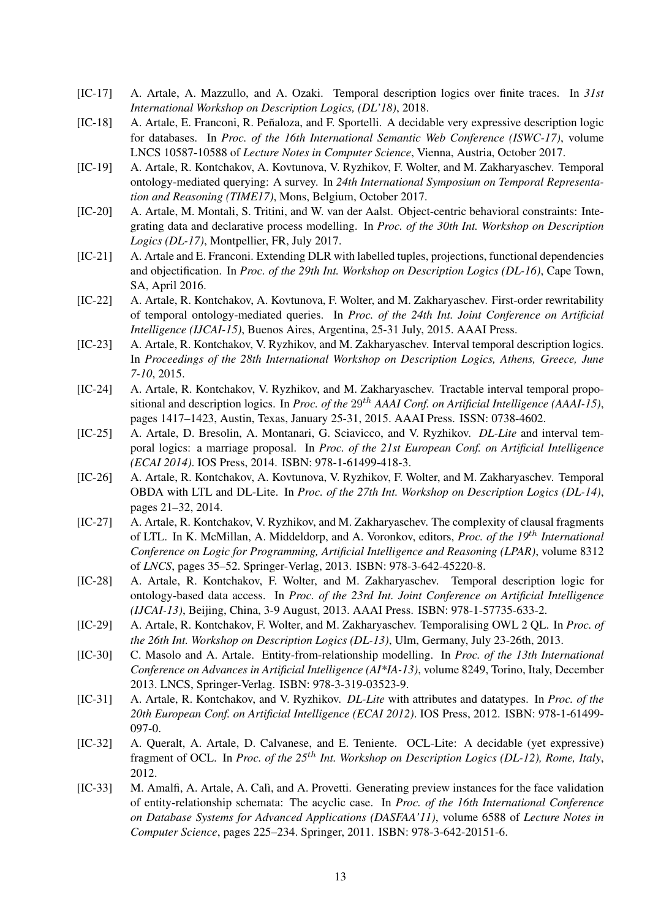[IC-17] A. Artale, A. Mazzullo, and A. Ozaki. Temporal description logics over finite traces. In *31st International Workshop on Description Logics, (DL'18)*, 2018.

[IC-18] A. Artale, E. Franconi, R. Peñaloza, and F. Sportelli. A decidable very expressive description logic for databases. In *Proc. of the 16th International Semantic Web Conference (ISWC-17)*, volume LNCS 10587-10588 of *Lecture Notes in Computer Science*, Vienna, Austria, October 2017.

[IC-19] A. Artale, R. Kontchakov, A. Kovtunova, V. Ryzhikov, F. Wolter, and M. Zakharyaschev. Temporal ontology-mediated querying: A survey. In *24th International Symposium on Temporal Representation and Reasoning (TIME17)*, Mons, Belgium, October 2017.

[IC-20] A. Artale, M. Montali, S. Tritini, and W. van der Aalst. Object-centric behavioral constraints: Integrating data and declarative process modelling. In *Proc. of the 30th Int. Workshop on Description Logics (DL-17)*, Montpellier, FR, July 2017.

[IC-21] A. Artale and E. Franconi. Extending DLR with labelled tuples, projections, functional dependencies and objectification. In *Proc. of the 29th Int. Workshop on Description Logics (DL-16)*, Cape Town, SA, April 2016.

[IC-22] A. Artale, R. Kontchakov, A. Kovtunova, F. Wolter, and M. Zakharyaschev. First-order rewritability of temporal ontology-mediated queries. In *Proc. of the 24th Int. Joint Conference on Artificial Intelligence (IJCAI-15)*, Buenos Aires, Argentina, 25-31 July, 2015. AAAI Press.

[IC-23] A. Artale, R. Kontchakov, V. Ryzhikov, and M. Zakharyaschev. Interval temporal description logics. In *Proceedings of the 28th International Workshop on Description Logics, Athens, Greece, June 7-10*, 2015.

[IC-24] A. Artale, R. Kontchakov, V. Ryzhikov, and M. Zakharyaschev. Tractable interval temporal propositional and description logics. In *Proc. of the* $29^{th}$ *AAAI Conf. on Artificial Intelligence (AAAI-15)*, pages 1417–1423, Austin, Texas, January 25-31, 2015. AAAI Press. ISSN: 0738-4602.

[IC-25] A. Artale, D. Bresolin, A. Montanari, G. Sciavicco, and V. Ryzhikov. *DL-Lite* and interval temporal logics: a marriage proposal. In *Proc. of the 21st European Conf. on Artificial Intelligence (ECAI 2014)*. IOS Press, 2014. ISBN: 978-1-61499-418-3.

[IC-26] A. Artale, R. Kontchakov, A. Kovtunova, V. Ryzhikov, F. Wolter, and M. Zakharyaschev. Temporal OBDA with LTL and DL-Lite. In *Proc. of the 27th Int. Workshop on Description Logics (DL-14)*, pages 21–32, 2014.

[IC-27] A. Artale, R. Kontchakov, V. Ryzhikov, and M. Zakharyaschev. The complexity of clausal fragments of LTL. In K. McMillan, A. Middeldorp, and A. Voronkov, editors, *Proc. of the* $19^{th}$ *International Conference on Logic for Programming, Artificial Intelligence and Reasoning (LPAR)*, volume 8312 of *LNCS*, pages 35–52. Springer-Verlag, 2013. ISBN: 978-3-642-45220-8.

[IC-28] A. Artale, R. Kontchakov, F. Wolter, and M. Zakharyaschev. Temporal description logic for ontology-based data access. In *Proc. of the 23rd Int. Joint Conference on Artificial Intelligence (IJCAI-13)*, Beijing, China, 3-9 August, 2013. AAAI Press. ISBN: 978-1-57735-633-2.

[IC-29] A. Artale, R. Kontchakov, F. Wolter, and M. Zakharyaschev. Temporalising OWL 2 QL. In *Proc. of the 26th Int. Workshop on Description Logics (DL-13)*, Ulm, Germany, July 23-26th, 2013.

[IC-30] C. Masolo and A. Artale. Entity-from-relationship modelling. In *Proc. of the 13th International Conference on Advances in Artificial Intelligence (AI*IA-13)*, volume 8249, Torino, Italy, December 2013. LNCS, Springer-Verlag. ISBN: 978-3-319-03523-9.

[IC-31] A. Artale, R. Kontchakov, and V. Ryzhikov. *DL-Lite* with attributes and datatypes. In *Proc. of the 20th European Conf. on Artificial Intelligence (ECAI 2012)*. IOS Press, 2012. ISBN: 978-1-61499-097-0.

[IC-32] A. Queralt, A. Artale, D. Calvanese, and E. Teniente. OCL-Lite: A decidable (yet expressive) fragment of OCL. In *Proc. of the* $25^{th}$ *Int. Workshop on Description Logics (DL-12), Rome, Italy*, 2012.

[IC-33] M. Amalfi, A. Artale, A. Calì, and A. Provetti. Generating preview instances for the face validation of entity-relationship schemata: The acyclic case. In *Proc. of the 16th International Conference on Database Systems for Advanced Applications (DASFAA'11)*, volume 6588 of *Lecture Notes in Computer Science*, pages 225–234. Springer, 2011. ISBN: 978-3-642-20151-6.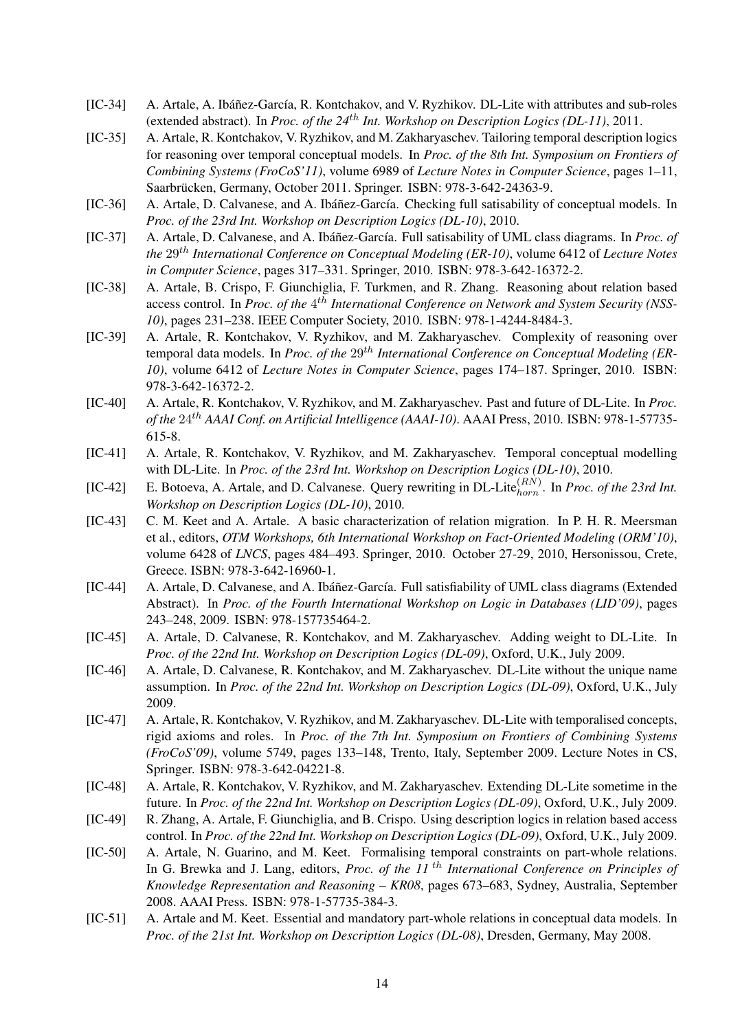[IC-34] A. Artale, A. Ibáñez-García, R. Kontchakov, and V. Ryzhikov. DL-Lite with attributes and sub-roles (extended abstract). In *Proc. of the 24$^{th}$ Int. Workshop on Description Logics (DL-11)*, 2011.

[IC-35] A. Artale, R. Kontchakov, V. Ryzhikov, and M. Zakharyaschev. Tailoring temporal description logics for reasoning over temporal conceptual models. In *Proc. of the 8th Int. Symposium on Frontiers of Combining Systems (FroCoS'11)*, volume 6989 of *Lecture Notes in Computer Science*, pages 1–11, Saarbrücken, Germany, October 2011. Springer. ISBN: 978-3-642-24363-9.

[IC-36] A. Artale, D. Calvanese, and A. Ibáñez-García. Checking full satisability of conceptual models. In *Proc. of the 23rd Int. Workshop on Description Logics (DL-10)*, 2010.

[IC-37] A. Artale, D. Calvanese, and A. Ibáñez-García. Full satisfiability of UML class diagrams. In *Proc. of the 29$^{th}$ International Conference on Conceptual Modeling (ER-10)*, volume 6412 of *Lecture Notes in Computer Science*, pages 317–331. Springer, 2010. ISBN: 978-3-642-16372-2.

[IC-38] A. Artale, B. Crispo, F. Giunchiglia, F. Turkmen, and R. Zhang. Reasoning about relation based access control. In *Proc. of the 4$^{th}$ International Conference on Network and System Security (NSS-10)*, pages 231–238. IEEE Computer Society, 2010. ISBN: 978-1-4244-8484-3.

[IC-39] A. Artale, R. Kontchakov, V. Ryzhikov, and M. Zakharyaschev. Complexity of reasoning over temporal data models. In *Proc. of the 29$^{th}$ International Conference on Conceptual Modeling (ER-10)*, volume 6412 of *Lecture Notes in Computer Science*, pages 174–187. Springer, 2010. ISBN: 978-3-642-16372-2.

[IC-40] A. Artale, R. Kontchakov, V. Ryzhikov, and M. Zakharyaschev. Past and future of DL-Lite. In *Proc. of the 24$^{th}$ AAAI Conf. on Artificial Intelligence (AAAI-10)*. AAAI Press, 2010. ISBN: 978-1-57735-615-8.

[IC-41] A. Artale, R. Kontchakov, V. Ryzhikov, and M. Zakharyaschev. Temporal conceptual modelling with DL-Lite. In *Proc. of the 23rd Int. Workshop on Description Logics (DL-10)*, 2010.

[IC-42] E. Botoeva, A. Artale, and D. Calvanese. Query rewriting in DL-Lite$_{horn}^{(RN)}$. In *Proc. of the 23rd Int. Workshop on Description Logics (DL-10)*, 2010.

[IC-43] C. M. Keet and A. Artale. A basic characterization of relation migration. In P. H. R. Meersman et al., editors, *OTM Workshops, 6th International Workshop on Fact-Oriented Modeling (ORM'10)*, volume 6428 of *LNCS*, pages 484–493. Springer, 2010. October 27-29, 2010, Hersonissou, Crete, Greece. ISBN: 978-3-642-16960-1.

[IC-44] A. Artale, D. Calvanese, and A. Ibáñez-García. Full satisfiability of UML class diagrams (Extended Abstract). In *Proc. of the Fourth International Workshop on Logic in Databases (LID'09)*, pages 243–248, 2009. ISBN: 978-157735464-2.

[IC-45] A. Artale, D. Calvanese, R. Kontchakov, and M. Zakharyaschev. Adding weight to DL-Lite. In *Proc. of the 22nd Int. Workshop on Description Logics (DL-09)*, Oxford, U.K., July 2009.

[IC-46] A. Artale, D. Calvanese, R. Kontchakov, and M. Zakharyaschev. DL-Lite without the unique name assumption. In *Proc. of the 22nd Int. Workshop on Description Logics (DL-09)*, Oxford, U.K., July 2009.

[IC-47] A. Artale, R. Kontchakov, V. Ryzhikov, and M. Zakharyaschev. DL-Lite with temporalised concepts, rigid axioms and roles. In *Proc. of the 7th Int. Symposium on Frontiers of Combining Systems (FroCoS'09)*, volume 5749, pages 133–148, Trento, Italy, September 2009. Lecture Notes in CS, Springer. ISBN: 978-3-642-04221-8.

[IC-48] A. Artale, R. Kontchakov, V. Ryzhikov, and M. Zakharyaschev. Extending DL-Lite sometime in the future. In *Proc. of the 22nd Int. Workshop on Description Logics (DL-09)*, Oxford, U.K., July 2009.

[IC-49] R. Zhang, A. Artale, F. Giunchiglia, and B. Crispo. Using description logics in relation based access control. In *Proc. of the 22nd Int. Workshop on Description Logics (DL-09)*, Oxford, U.K., July 2009.

[IC-50] A. Artale, N. Guarino, and M. Keet. Formalising temporal constraints on part-whole relations. In G. Brewka and J. Lang, editors, *Proc. of the 11$^{th}$ International Conference on Principles of Knowledge Representation and Reasoning – KR08*, pages 673–683, Sydney, Australia, September 2008. AAAI Press. ISBN: 978-1-57735-384-3.

[IC-51] A. Artale and M. Keet. Essential and mandatory part-whole relations in conceptual data models. In *Proc. of the 21st Int. Workshop on Description Logics (DL-08)*, Dresden, Germany, May 2008.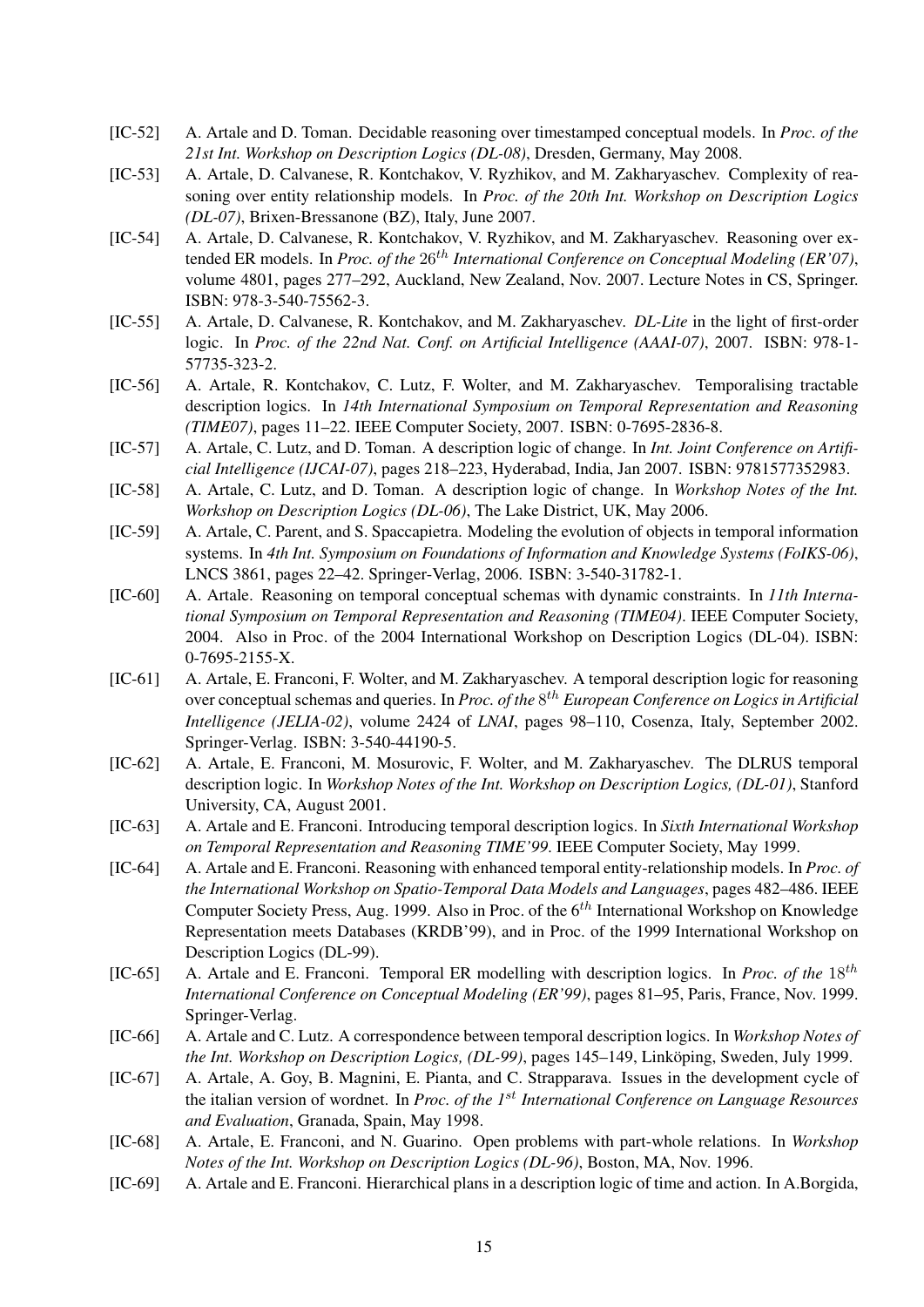[IC-52] A. Artale and D. Toman. Decidable reasoning over timestamped conceptual models. In *Proc. of the 21st Int. Workshop on Description Logics (DL-08)*, Dresden, Germany, May 2008.

[IC-53] A. Artale, D. Calvanese, R. Kontchakov, V. Ryzhikov, and M. Zakharyaschev. Complexity of reasoning over entity relationship models. In *Proc. of the 20th Int. Workshop on Description Logics (DL-07)*, Brixen-Bressanone (BZ), Italy, June 2007.

[IC-54] A. Artale, D. Calvanese, R. Kontchakov, V. Ryzhikov, and M. Zakharyaschev. Reasoning over extended ER models. In *Proc. of the* $26^{th}$ *International Conference on Conceptual Modeling (ER'07)*, volume 4801, pages 277–292, Auckland, New Zealand, Nov. 2007. Lecture Notes in CS, Springer. ISBN: 978-3-540-75562-3.

[IC-55] A. Artale, D. Calvanese, R. Kontchakov, and M. Zakharyaschev. *DL-Lite* in the light of first-order logic. In *Proc. of the 22nd Nat. Conf. on Artificial Intelligence (AAAI-07)*, 2007. ISBN: 978-1-57735-323-2.

[IC-56] A. Artale, R. Kontchakov, C. Lutz, F. Wolter, and M. Zakharyaschev. Temporalising tractable description logics. In *14th International Symposium on Temporal Representation and Reasoning (TIME07)*, pages 11–22. IEEE Computer Society, 2007. ISBN: 0-7695-2836-8.

[IC-57] A. Artale, C. Lutz, and D. Toman. A description logic of change. In *Int. Joint Conference on Artificial Intelligence (IJCAI-07)*, pages 218–223, Hyderabad, India, Jan 2007. ISBN: 9781577352983.

[IC-58] A. Artale, C. Lutz, and D. Toman. A description logic of change. In *Workshop Notes of the Int. Workshop on Description Logics (DL-06)*, The Lake District, UK, May 2006.

[IC-59] A. Artale, C. Parent, and S. Spaccapietra. Modeling the evolution of objects in temporal information systems. In *4th Int. Symposium on Foundations of Information and Knowledge Systems (FoIKS-06)*, LNCS 3861, pages 22–42. Springer-Verlag, 2006. ISBN: 3-540-31782-1.

[IC-60] A. Artale. Reasoning on temporal conceptual schemas with dynamic constraints. In *11th International Symposium on Temporal Representation and Reasoning (TIME04)*. IEEE Computer Society, 2004. Also in Proc. of the 2004 International Workshop on Description Logics (DL-04). ISBN: 0-7695-2155-X.

[IC-61] A. Artale, E. Franconi, F. Wolter, and M. Zakharyaschev. A temporal description logic for reasoning over conceptual schemas and queries. In *Proc. of the* $8^{th}$ *European Conference on Logics in Artificial Intelligence (JELIA-02)*, volume 2424 of *LNAI*, pages 98–110, Cosenza, Italy, September 2002. Springer-Verlag. ISBN: 3-540-44190-5.

[IC-62] A. Artale, E. Franconi, M. Mosurovic, F. Wolter, and M. Zakharyaschev. The DLRUS temporal description logic. In *Workshop Notes of the Int. Workshop on Description Logics, (DL-01)*, Stanford University, CA, August 2001.

[IC-63] A. Artale and E. Franconi. Introducing temporal description logics. In *Sixth International Workshop on Temporal Representation and Reasoning TIME'99*. IEEE Computer Society, May 1999.

[IC-64] A. Artale and E. Franconi. Reasoning with enhanced temporal entity-relationship models. In *Proc. of the International Workshop on Spatio-Temporal Data Models and Languages*, pages 482–486. IEEE Computer Society Press, Aug. 1999. Also in Proc. of the $6^{th}$ International Workshop on Knowledge Representation meets Databases (KRDB'99), and in Proc. of the 1999 International Workshop on Description Logics (DL-99).

[IC-65] A. Artale and E. Franconi. Temporal ER modelling with description logics. In *Proc. of the* $18^{th}$ *International Conference on Conceptual Modeling (ER'99)*, pages 81–95, Paris, France, Nov. 1999. Springer-Verlag.

[IC-66] A. Artale and C. Lutz. A correspondence between temporal description logics. In *Workshop Notes of the Int. Workshop on Description Logics, (DL-99)*, pages 145–149, Linköping, Sweden, July 1999.

[IC-67] A. Artale, A. Goy, B. Magnini, E. Pianta, and C. Strapparava. Issues in the development cycle of the italian version of wordnet. In *Proc. of the* $1^{st}$ *International Conference on Language Resources and Evaluation*, Granada, Spain, May 1998.

[IC-68] A. Artale, E. Franconi, and N. Guarino. Open problems with part-whole relations. In *Workshop Notes of the Int. Workshop on Description Logics (DL-96)*, Boston, MA, Nov. 1996.

[IC-69] A. Artale and E. Franconi. Hierarchical plans in a description logic of time and action. In A.Borgida,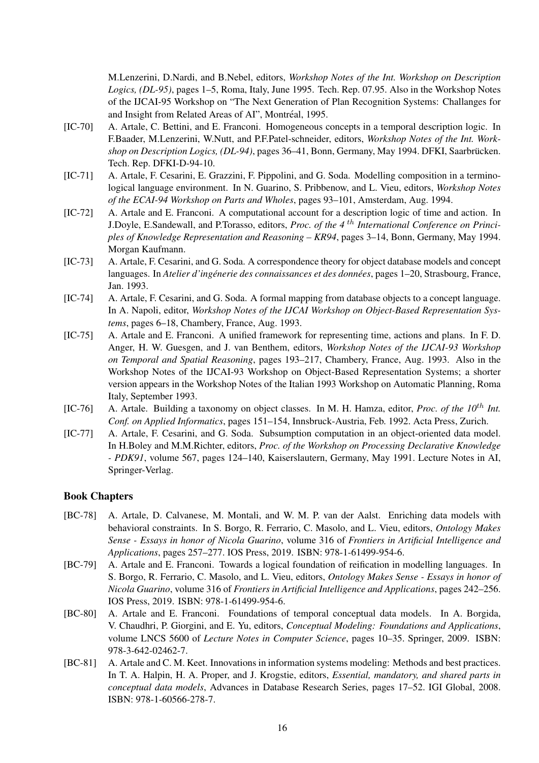M.Lenzerini, D.Nardi, and B.Nebel, editors, *Workshop Notes of the Int. Workshop on Description Logics, (DL-95)*, pages 1–5, Roma, Italy, June 1995. Tech. Rep. 07.95. Also in the Workshop Notes of the IJCAI-95 Workshop on "The Next Generation of Plan Recognition Systems: Challanges for and Insight from Related Areas of AI", Montréal, 1995.

[IC-70] A. Artale, C. Bettini, and E. Franconi. Homogeneous concepts in a temporal description logic. In F.Baader, M.Lenzerini, W.Nutt, and P.F.Patel-schneider, editors, *Workshop Notes of the Int. Workshop on Description Logics, (DL-94)*, pages 36–41, Bonn, Germany, May 1994. DFKI, Saarbrücken. Tech. Rep. DFKI-D-94-10.

[IC-71] A. Artale, F. Cesarini, E. Grazzini, F. Pippolini, and G. Soda. Modelling composition in a terminological language environment. In N. Guarino, S. Pribbenow, and L. Vieu, editors, *Workshop Notes of the ECAI-94 Workshop on Parts and Wholes*, pages 93–101, Amsterdam, Aug. 1994.

[IC-72] A. Artale and E. Franconi. A computational account for a description logic of time and action. In J.Doyle, E.Sandewall, and P.Torasso, editors, *Proc. of the 4 $^{th}$ International Conference on Principles of Knowledge Representation and Reasoning – KR94*, pages 3–14, Bonn, Germany, May 1994. Morgan Kaufmann.

[IC-73] A. Artale, F. Cesarini, and G. Soda. A correspondence theory for object database models and concept languages. In *Atelier d'ingénerie des connaissances et des données*, pages 1–20, Strasbourg, France, Jan. 1993.

[IC-74] A. Artale, F. Cesarini, and G. Soda. A formal mapping from database objects to a concept language. In A. Napoli, editor, *Workshop Notes of the IJCAI Workshop on Object-Based Representation Systems*, pages 6–18, Chambery, France, Aug. 1993.

[IC-75] A. Artale and E. Franconi. A unified framework for representing time, actions and plans. In F. D. Anger, H. W. Guesgen, and J. van Benthem, editors, *Workshop Notes of the IJCAI-93 Workshop on Temporal and Spatial Reasoning*, pages 193–217, Chambery, France, Aug. 1993. Also in the Workshop Notes of the IJCAI-93 Workshop on Object-Based Representation Systems; a shorter version appears in the Workshop Notes of the Italian 1993 Workshop on Automatic Planning, Roma Italy, September 1993.

[IC-76] A. Artale. Building a taxonomy on object classes. In M. H. Hamza, editor, *Proc. of the 10$^{th}$ Int. Conf. on Applied Informatics*, pages 151–154, Innsbruck-Austria, Feb. 1992. Acta Press, Zurich.

[IC-77] A. Artale, F. Cesarini, and G. Soda. Subsumption computation in an object-oriented data model. In H.Boley and M.M.Richter, editors, *Proc. of the Workshop on Processing Declarative Knowledge - PDK91*, volume 567, pages 124–140, Kaiserslautern, Germany, May 1991. Lecture Notes in AI, Springer-Verlag.

## Book Chapters

[BC-78] A. Artale, D. Calvanese, M. Montali, and W. M. P. van der Aalst. Enriching data models with behavioral constraints. In S. Borgo, R. Ferrario, C. Masolo, and L. Vieu, editors, *Ontology Makes Sense - Essays in honor of Nicola Guarino*, volume 316 of *Frontiers in Artificial Intelligence and Applications*, pages 257–277. IOS Press, 2019. ISBN: 978-1-61499-954-6.

[BC-79] A. Artale and E. Franconi. Towards a logical foundation of reification in modelling languages. In S. Borgo, R. Ferrario, C. Masolo, and L. Vieu, editors, *Ontology Makes Sense - Essays in honor of Nicola Guarino*, volume 316 of *Frontiers in Artificial Intelligence and Applications*, pages 242–256. IOS Press, 2019. ISBN: 978-1-61499-954-6.

[BC-80] A. Artale and E. Franconi. Foundations of temporal conceptual data models. In A. Borgida, V. Chaudhri, P. Giorgini, and E. Yu, editors, *Conceptual Modeling: Foundations and Applications*, volume LNCS 5600 of *Lecture Notes in Computer Science*, pages 10–35. Springer, 2009. ISBN: 978-3-642-02462-7.

[BC-81] A. Artale and C. M. Keet. Innovations in information systems modeling: Methods and best practices. In T. A. Halpin, H. A. Proper, and J. Krogstie, editors, *Essential, mandatory, and shared parts in conceptual data models*, Advances in Database Research Series, pages 17–52. IGI Global, 2008. ISBN: 978-1-60566-278-7.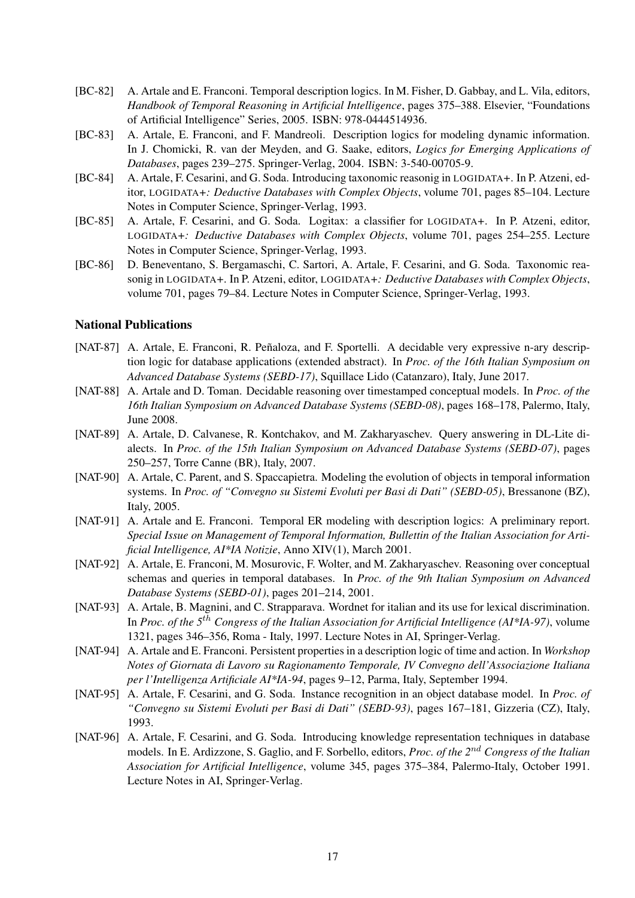[BC-82] A. Artale and E. Franconi. Temporal description logics. In M. Fisher, D. Gabbay, and L. Vila, editors, *Handbook of Temporal Reasoning in Artificial Intelligence*, pages 375–388. Elsevier, "Foundations of Artificial Intelligence" Series, 2005. ISBN: 978-0444514936.

[BC-83] A. Artale, E. Franconi, and F. Mandreoli. Description logics for modeling dynamic information. In J. Chomicki, R. van der Meyden, and G. Saake, editors, *Logics for Emerging Applications of Databases*, pages 239–275. Springer-Verlag, 2004. ISBN: 3-540-00705-9.

[BC-84] A. Artale, F. Cesarini, and G. Soda. Introducing taxonomic reasonig in LOGIDATA+. In P. Atzeni, editor, *LOGIDATA+: Deductive Databases with Complex Objects*, volume 701, pages 85–104. Lecture Notes in Computer Science, Springer-Verlag, 1993.

[BC-85] A. Artale, F. Cesarini, and G. Soda. Logitax: a classifier for LOGIDATA+. In P. Atzeni, editor, *LOGIDATA+: Deductive Databases with Complex Objects*, volume 701, pages 254–255. Lecture Notes in Computer Science, Springer-Verlag, 1993.

[BC-86] D. Beneventano, S. Bergamaschi, C. Sartori, A. Artale, F. Cesarini, and G. Soda. Taxonomic reasonig in LOGIDATA+. In P. Atzeni, editor, *LOGIDATA+: Deductive Databases with Complex Objects*, volume 701, pages 79–84. Lecture Notes in Computer Science, Springer-Verlag, 1993.

### National Publications

[NAT-87] A. Artale, E. Franconi, R. Peñaloza, and F. Sportelli. A decidable very expressive n-ary description logic for database applications (extended abstract). In *Proc. of the 16th Italian Symposium on Advanced Database Systems (SEBD-17)*, Squillace Lido (Catanzaro), Italy, June 2017.

[NAT-88] A. Artale and D. Toman. Decidable reasoning over timestamped conceptual models. In *Proc. of the 16th Italian Symposium on Advanced Database Systems (SEBD-08)*, pages 168–178, Palermo, Italy, June 2008.

[NAT-89] A. Artale, D. Calvanese, R. Kontchakov, and M. Zakharyaschev. Query answering in DL-Lite dialects. In *Proc. of the 15th Italian Symposium on Advanced Database Systems (SEBD-07)*, pages 250–257, Torre Canne (BR), Italy, 2007.

[NAT-90] A. Artale, C. Parent, and S. Spaccapietra. Modeling the evolution of objects in temporal information systems. In *Proc. of "Convegno su Sistemi Evoluti per Basi di Dati" (SEBD-05)*, Bressanone (BZ), Italy, 2005.

[NAT-91] A. Artale and E. Franconi. Temporal ER modeling with description logics: A preliminary report. *Special Issue on Management of Temporal Information, Bullettin of the Italian Association for Artificial Intelligence, AI\*IA Notizie*, Anno XIV(1), March 2001.

[NAT-92] A. Artale, E. Franconi, M. Mosurovic, F. Wolter, and M. Zakharyaschev. Reasoning over conceptual schemas and queries in temporal databases. In *Proc. of the 9th Italian Symposium on Advanced Database Systems (SEBD-01)*, pages 201–214, 2001.

[NAT-93] A. Artale, B. Magnini, and C. Strapparava. Wordnet for italian and its use for lexical discrimination. In *Proc. of the $5^{th}$ Congress of the Italian Association for Artificial Intelligence (AI\*IA-97)*, volume 1321, pages 346–356, Roma - Italy, 1997. Lecture Notes in AI, Springer-Verlag.

[NAT-94] A. Artale and E. Franconi. Persistent properties in a description logic of time and action. In *Workshop Notes of Giornata di Lavoro su Ragionamento Temporale, IV Convegno dell'Associazione Italiana per l'Intelligenza Artificiale AI\*IA-94*, pages 9–12, Parma, Italy, September 1994.

[NAT-95] A. Artale, F. Cesarini, and G. Soda. Instance recognition in an object database model. In *Proc. of "Convegno su Sistemi Evoluti per Basi di Dati" (SEBD-93)*, pages 167–181, Gizzeria (CZ), Italy, 1993.

[NAT-96] A. Artale, F. Cesarini, and G. Soda. Introducing knowledge representation techniques in database models. In E. Ardizzone, S. Gaglio, and F. Sorbello, editors, *Proc. of the $2^{nd}$ Congress of the Italian Association for Artificial Intelligence*, volume 345, pages 375–384, Palermo-Italy, October 1991. Lecture Notes in AI, Springer-Verlag.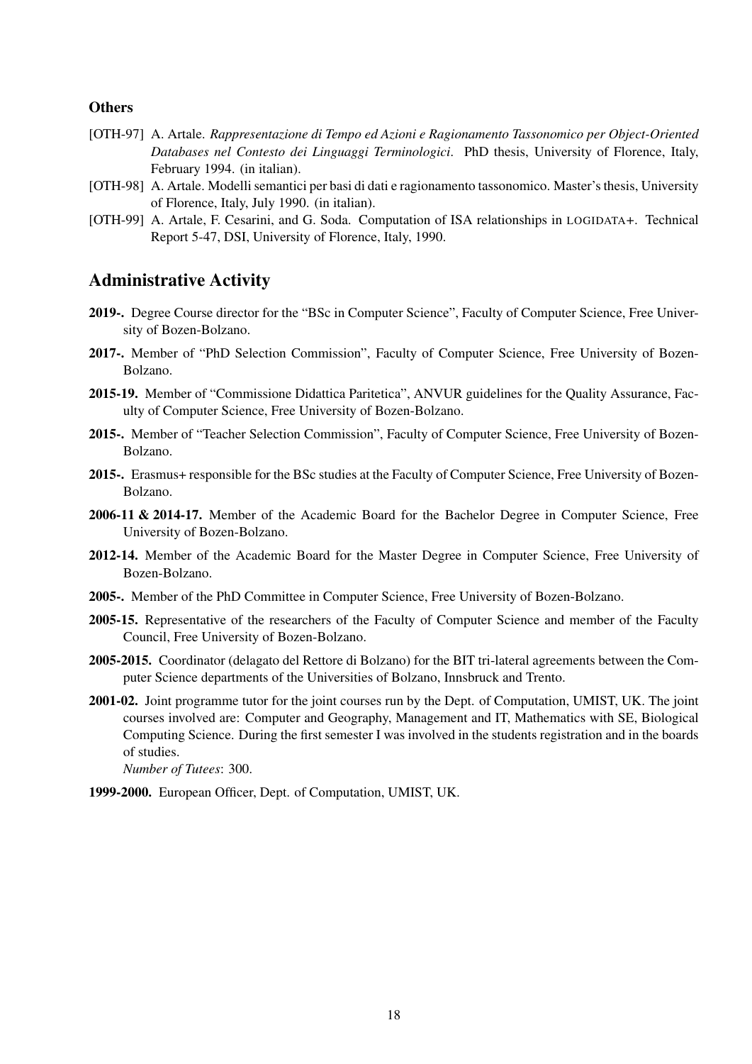### Others

[OTH-97] A. Artale. *Rappresentazione di Tempo ed Azioni e Ragionamento Tassonomico per Object-Oriented Databases nel Contesto dei Linguaggi Terminologici*. PhD thesis, University of Florence, Italy, February 1994. (in italian).

[OTH-98] A. Artale. Modelli semantici per basi di dati e ragionamento tassonomico. Master's thesis, University of Florence, Italy, July 1990. (in italian).

[OTH-99] A. Artale, F. Cesarini, and G. Soda. Computation of ISA relationships in LOGIDATA+. Technical Report 5-47, DSI, University of Florence, Italy, 1990.

## Administrative Activity

**2019-.** Degree Course director for the "BSc in Computer Science", Faculty of Computer Science, Free University of Bozen-Bolzano.

**2017-.** Member of "PhD Selection Commission", Faculty of Computer Science, Free University of Bozen-Bolzano.

**2015-19.** Member of "Commissione Didattica Paritetica", ANVUR guidelines for the Quality Assurance, Faculty of Computer Science, Free University of Bozen-Bolzano.

**2015-.** Member of "Teacher Selection Commission", Faculty of Computer Science, Free University of Bozen-Bolzano.

**2015-.** Erasmus+ responsible for the BSc studies at the Faculty of Computer Science, Free University of Bozen-Bolzano.

**2006-11 & 2014-17.** Member of the Academic Board for the Bachelor Degree in Computer Science, Free University of Bozen-Bolzano.

**2012-14.** Member of the Academic Board for the Master Degree in Computer Science, Free University of Bozen-Bolzano.

**2005-.** Member of the PhD Committee in Computer Science, Free University of Bozen-Bolzano.

**2005-15.** Representative of the researchers of the Faculty of Computer Science and member of the Faculty Council, Free University of Bozen-Bolzano.

**2005-2015.** Coordinator (delagato del Rettore di Bolzano) for the BIT tri-lateral agreements between the Computer Science departments of the Universities of Bolzano, Innsbruck and Trento.

**2001-02.** Joint programme tutor for the joint courses run by the Dept. of Computation, UMIST, UK. The joint courses involved are: Computer and Geography, Management and IT, Mathematics with SE, Biological Computing Science. During the first semester I was involved in the students registration and in the boards of studies.
*Number of Tutees*: 300.

**1999-2000.** European Officer, Dept. of Computation, UMIST, UK.